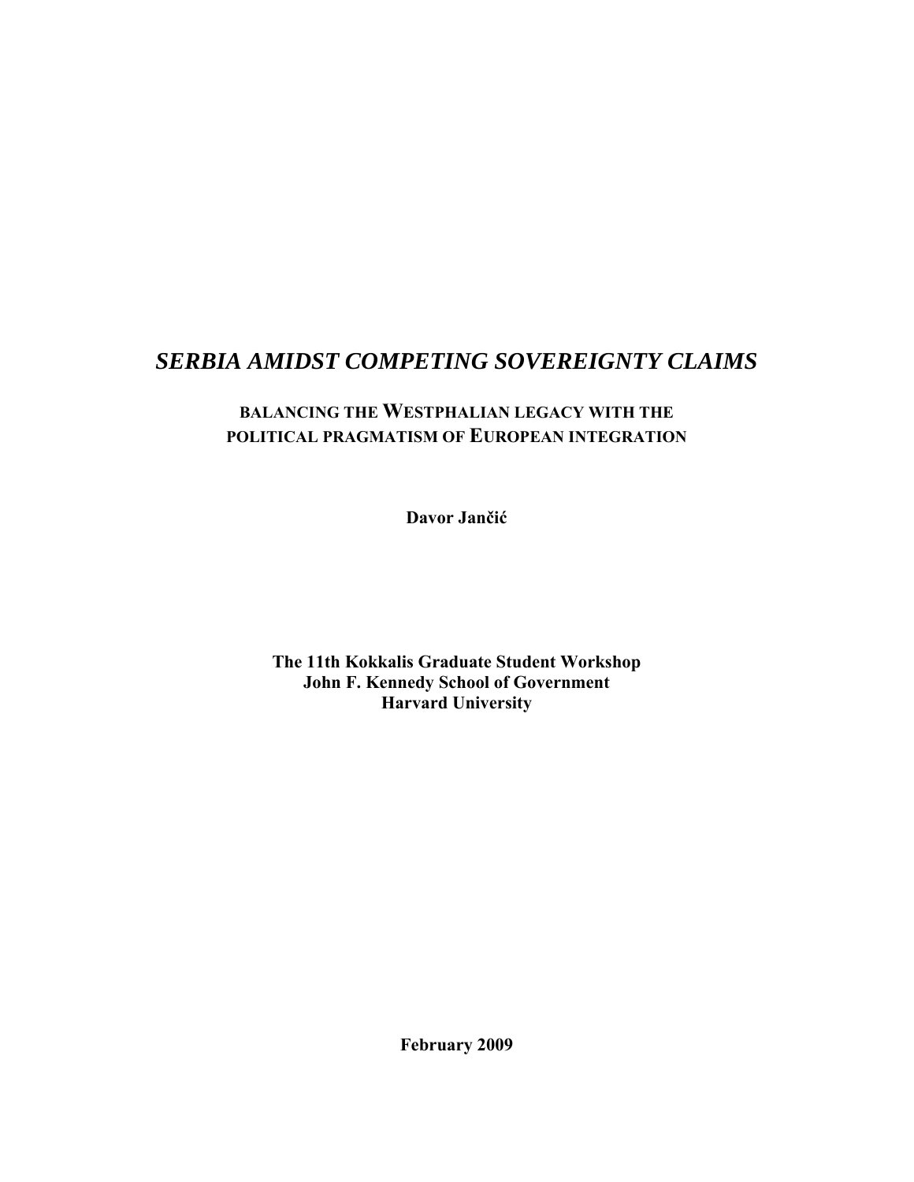# *SERBIA AMIDST COMPETING SOVEREIGNTY CLAIMS*

## BALANCING THE WESTPHALIAN LEGACY WITH THE POLITICAL PRAGMATISM OF EUROPEAN INTEGRATION

**Davor Jančić**

**The 11th Kokkalis Graduate Student Workshop**
**John F. Kennedy School of Government**
**Harvard University**

**February 2009**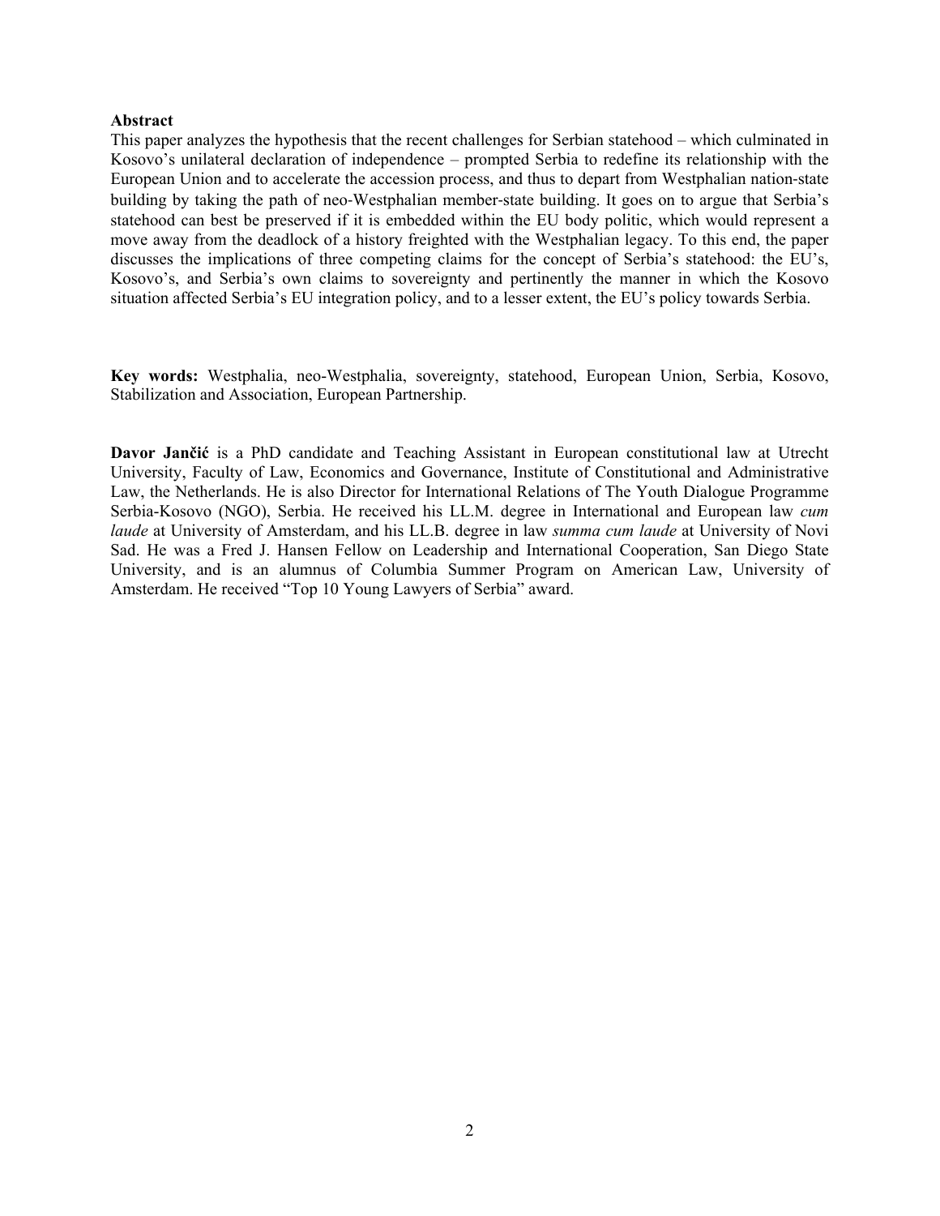**Abstract**

This paper analyzes the hypothesis that the recent challenges for Serbian statehood – which culminated in Kosovo's unilateral declaration of independence – prompted Serbia to redefine its relationship with the European Union and to accelerate the accession process, and thus to depart from Westphalian nation-state building by taking the path of neo-Westphalian member-state building. It goes on to argue that Serbia's statehood can best be preserved if it is embedded within the EU body politic, which would represent a move away from the deadlock of a history freighted with the Westphalian legacy. To this end, the paper discusses the implications of three competing claims for the concept of Serbia's statehood: the EU's, Kosovo's, and Serbia's own claims to sovereignty and pertinently the manner in which the Kosovo situation affected Serbia's EU integration policy, and to a lesser extent, the EU's policy towards Serbia.

**Key words:** Westphalia, neo-Westphalia, sovereignty, statehood, European Union, Serbia, Kosovo, Stabilization and Association, European Partnership.

**Davor Jančić** is a PhD candidate and Teaching Assistant in European constitutional law at Utrecht University, Faculty of Law, Economics and Governance, Institute of Constitutional and Administrative Law, the Netherlands. He is also Director for International Relations of The Youth Dialogue Programme Serbia-Kosovo (NGO), Serbia. He received his LL.M. degree in International and European law *cum laude* at University of Amsterdam, and his LL.B. degree in law *summa cum laude* at University of Novi Sad. He was a Fred J. Hansen Fellow on Leadership and International Cooperation, San Diego State University, and is an alumnus of Columbia Summer Program on American Law, University of Amsterdam. He received "Top 10 Young Lawyers of Serbia" award.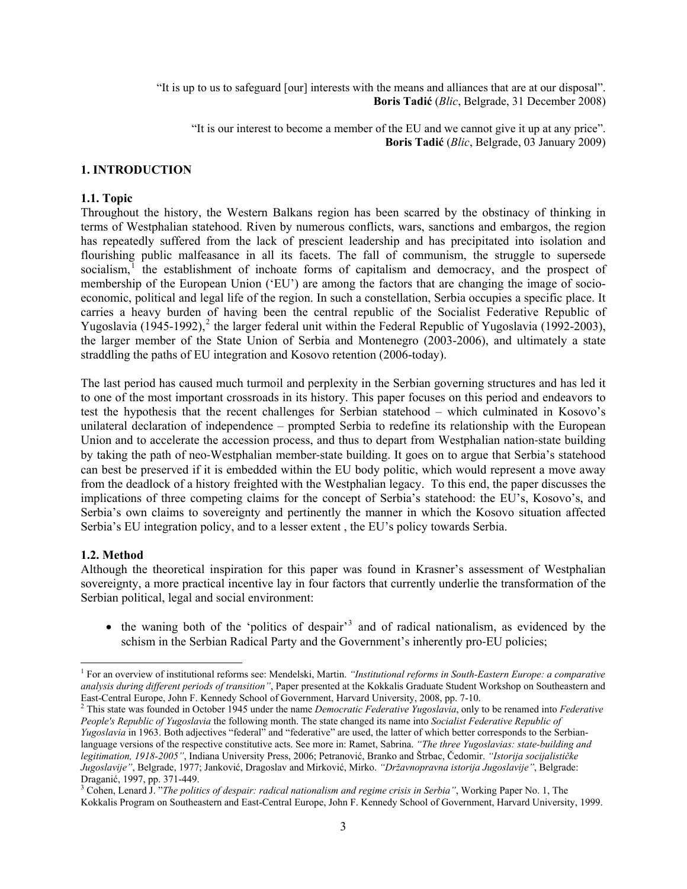"It is up to us to safeguard [our] interests with the means and alliances that are at our disposal".
**Boris Tadić** (*Blic*, Belgrade, 31 December 2008)

"It is our interest to become a member of the EU and we cannot give it up at any price".
**Boris Tadić** (*Blic*, Belgrade, 03 January 2009)

## 1. INTRODUCTION

### 1.1. Topic

Throughout the history, the Western Balkans region has been scarred by the obstinacy of thinking in terms of Westphalian statehood. Riven by numerous conflicts, wars, sanctions and embargos, the region has repeatedly suffered from the lack of prescient leadership and has precipitated into isolation and flourishing public malfeasance in all its facets. The fall of communism, the struggle to supersede socialism,[1] the establishment of inchoate forms of capitalism and democracy, and the prospect of membership of the European Union ('EU') are among the factors that are changing the image of socio-economic, political and legal life of the region. In such a constellation, Serbia occupies a specific place. It carries a heavy burden of having been the central republic of the Socialist Federative Republic of Yugoslavia (1945-1992),[2] the larger federal unit within the Federal Republic of Yugoslavia (1992-2003), the larger member of the State Union of Serbia and Montenegro (2003-2006), and ultimately a state straddling the paths of EU integration and Kosovo retention (2006-today).

The last period has caused much turmoil and perplexity in the Serbian governing structures and has led it to one of the most important crossroads in its history. This paper focuses on this period and endeavors to test the hypothesis that the recent challenges for Serbian statehood – which culminated in Kosovo's unilateral declaration of independence – prompted Serbia to redefine its relationship with the European Union and to accelerate the accession process, and thus to depart from Westphalian nation-state building by taking the path of neo-Westphalian member-state building. It goes on to argue that Serbia's statehood can best be preserved if it is embedded within the EU body politic, which would represent a move away from the deadlock of a history freighted with the Westphalian legacy. To this end, the paper discusses the implications of three competing claims for the concept of Serbia's statehood: the EU's, Kosovo's, and Serbia's own claims to sovereignty and pertinently the manner in which the Kosovo situation affected Serbia's EU integration policy, and to a lesser extent , the EU's policy towards Serbia.

### 1.2. Method

Although the theoretical inspiration for this paper was found in Krasner's assessment of Westphalian sovereignty, a more practical incentive lay in four factors that currently underlie the transformation of the Serbian political, legal and social environment:

- the waning both of the 'politics of despair'[3] and of radical nationalism, as evidenced by the schism in the Serbian Radical Party and the Government's inherently pro-EU policies;

---

[1] For an overview of institutional reforms see: Mendelski, Martin. *"Institutional reforms in South-Eastern Europe: a comparative analysis during different periods of transition"*, Paper presented at the Kokkalis Graduate Student Workshop on Southeastern and East-Central Europe, John F. Kennedy School of Government, Harvard University, 2008, pp. 7-10.

[2] This state was founded in October 1945 under the name *Democratic Federative Yugoslavia*, only to be renamed into *Federative People's Republic of Yugoslavia* the following month. The state changed its name into *Socialist Federative Republic of Yugoslavia* in 1963. Both adjectives "federal" and "federative" are used, the latter of which better corresponds to the Serbian-language versions of the respective constitutive acts. See more in: Ramet, Sabrina. *"The three Yugoslavias: state-building and legitimation, 1918-2005"*, Indiana University Press, 2006; Petranović, Branko and Štrbac, Čedomir. *"Istorija socijalističke Jugoslavije"*, Belgrade, 1977; Janković, Dragoslav and Mirković, Mirko. *"Državnopravna istorija Jugoslavije"*, Belgrade: Draganić, 1997, pp. 371-449.

[3] Cohen, Lenard J. "*The politics of despair: radical nationalism and regime crisis in Serbia"*, Working Paper No. 1, The Kokkalis Program on Southeastern and East-Central Europe, John F. Kennedy School of Government, Harvard University, 1999.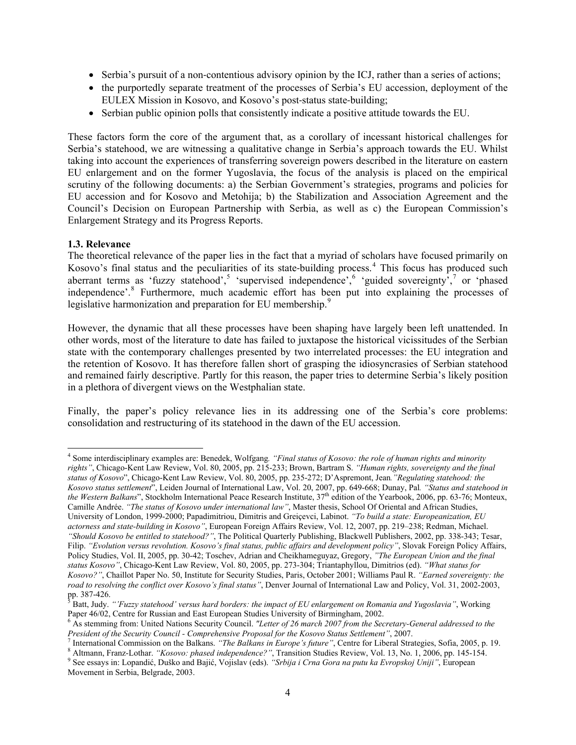- Serbia's pursuit of a non-contentious advisory opinion by the ICJ, rather than a series of actions;
- the purportedly separate treatment of the processes of Serbia's EU accession, deployment of the EULEX Mission in Kosovo, and Kosovo's post-status state-building;
- Serbian public opinion polls that consistently indicate a positive attitude towards the EU.

These factors form the core of the argument that, as a corollary of incessant historical challenges for Serbia's statehood, we are witnessing a qualitative change in Serbia's approach towards the EU. Whilst taking into account the experiences of transferring sovereign powers described in the literature on eastern EU enlargement and on the former Yugoslavia, the focus of the analysis is placed on the empirical scrutiny of the following documents: a) the Serbian Government's strategies, programs and policies for EU accession and for Kosovo and Metohija; b) the Stabilization and Association Agreement and the Council's Decision on European Partnership with Serbia, as well as c) the European Commission's Enlargement Strategy and its Progress Reports.

**1.3. Relevance**

The theoretical relevance of the paper lies in the fact that a myriad of scholars have focused primarily on Kosovo's final status and the peculiarities of its state-building process.[4] This focus has produced such aberrant terms as 'fuzzy statehood',[5] 'supervised independence',[6] 'guided sovereignty',[7] or 'phased independence'.[8] Furthermore, much academic effort has been put into explaining the processes of legislative harmonization and preparation for EU membership.[9]

However, the dynamic that all these processes have been shaping have largely been left unattended. In other words, most of the literature to date has failed to juxtapose the historical vicissitudes of the Serbian state with the contemporary challenges presented by two interrelated processes: the EU integration and the retention of Kosovo. It has therefore fallen short of grasping the idiosyncrasies of Serbian statehood and remained fairly descriptive. Partly for this reason, the paper tries to determine Serbia's likely position in a plethora of divergent views on the Westphalian state.

Finally, the paper's policy relevance lies in its addressing one of the Serbia's core problems: consolidation and restructuring of its statehood in the dawn of the EU accession.

---

[4] Some interdisciplinary examples are: Benedek, Wolfgang. *"Final status of Kosovo: the role of human rights and minority rights"*, Chicago-Kent Law Review, Vol. 80, 2005, pp. 215-233; Brown, Bartram S. *"Human rights, sovereignty and the final status of Kosovo*", Chicago-Kent Law Review, Vol. 80, 2005, pp. 235-272; D'Aspremont, Jean*."Regulating statehood: the Kosovo status settlement*", Leiden Journal of International Law, Vol. 20, 2007, pp. 649-668; Dunay, Pal*. "Status and statehood in the Western Balkans*", Stockholm International Peace Research Institute, 37th edition of the Yearbook, 2006, pp. 63-76; Monteux, Camille Andrée. *"The status of Kosovo under international law"*, Master thesis, School Of Oriental and African Studies, University of London, 1999-2000; Papadimitriou, Dimitris and Greiçevci, Labinot. *"To build a state: Europeanization, EU actorness and state-building in Kosovo"*, European Foreign Affairs Review, Vol. 12, 2007, pp. 219–238; Redman, Michael. *"Should Kosovo be entitled to statehood?"*, The Political Quarterly Publishing, Blackwell Publishers, 2002, pp. 338-343; Tesar, Filip. *"Evolution versus revolution. Kosovo's final status, public affairs and development policy"*, Slovak Foreign Policy Affairs, Policy Studies, Vol. II, 2005, pp. 30-42; Toschev, Adrian and Cheikhameguyaz, Gregory, *"The European Union and the final status Kosovo"*, Chicago-Kent Law Review, Vol. 80, 2005, pp. 273-304; Triantaphyllou, Dimitrios (ed). *"What status for Kosovo?"*, Chaillot Paper No. 50, Institute for Security Studies, Paris, October 2001; Williams Paul R. *"Earned sovereignty: the road to resolving the conflict over Kosovo's final status"*, Denver Journal of International Law and Policy, Vol. 31, 2002-2003, pp. 387-426.

[5] Batt, Judy. *"'Fuzzy statehood' versus hard borders: the impact of EU enlargement on Romania and Yugoslavia"*, Working Paper 46/02, Centre for Russian and East European Studies University of Birmingham, 2002.

[6] As stemming from: United Nations Security Council. *"Letter of 26 march 2007 from the Secretary-General addressed to the President of the Security Council - Comprehensive Proposal for the Kosovo Status Settlement"*, 2007.

[7] International Commission on the Balkans. *"The Balkans in Europe's future"*, Centre for Liberal Strategies, Sofia, 2005, p. 19.

[8] Altmann, Franz-Lothar. *"Kosovo: phased independence?"*, Transition Studies Review, Vol. 13, No. 1, 2006, pp. 145-154.

[9] See essays in: Lopandić, Duško and Bajić, Vojislav (eds). *"Srbija i Crna Gora na putu ka Evropskoj Uniji"*, European Movement in Serbia, Belgrade, 2003.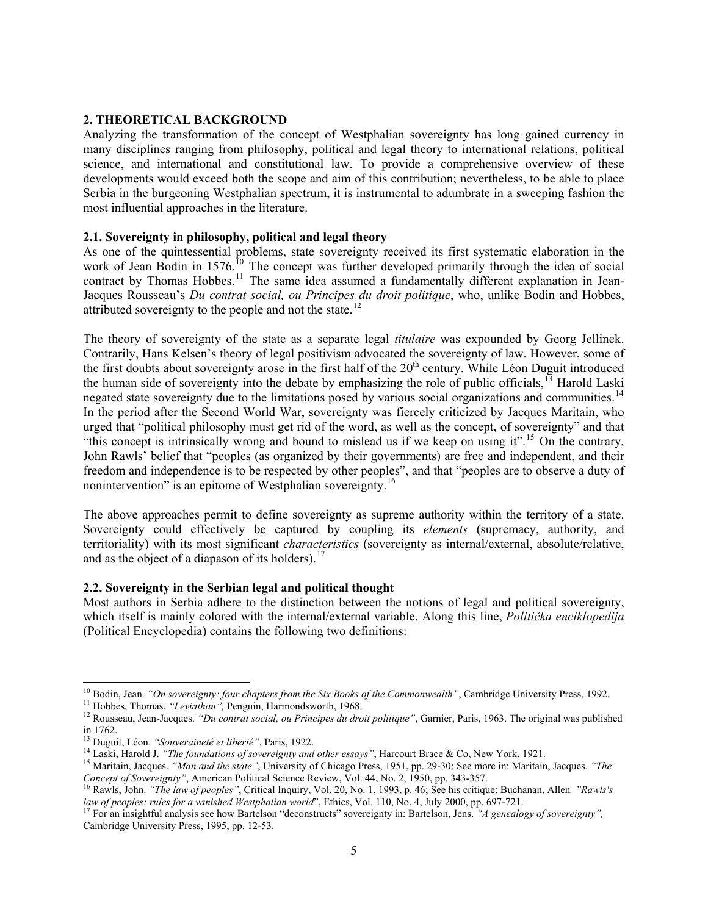## 2. THEORETICAL BACKGROUND

Analyzing the transformation of the concept of Westphalian sovereignty has long gained currency in many disciplines ranging from philosophy, political and legal theory to international relations, political science, and international and constitutional law. To provide a comprehensive overview of these developments would exceed both the scope and aim of this contribution; nevertheless, to be able to place Serbia in the burgeoning Westphalian spectrum, it is instrumental to adumbrate in a sweeping fashion the most influential approaches in the literature.

### 2.1. Sovereignty in philosophy, political and legal theory

As one of the quintessential problems, state sovereignty received its first systematic elaboration in the work of Jean Bodin in 1576.[10] The concept was further developed primarily through the idea of social contract by Thomas Hobbes.[11] The same idea assumed a fundamentally different explanation in Jean-Jacques Rousseau's *Du contrat social, ou Principes du droit politique*, who, unlike Bodin and Hobbes, attributed sovereignty to the people and not the state.[12]

The theory of sovereignty of the state as a separate legal *titulaire* was expounded by Georg Jellinek. Contrarily, Hans Kelsen's theory of legal positivism advocated the sovereignty of law. However, some of the first doubts about sovereignty arose in the first half of the 20th century. While Léon Duguit introduced the human side of sovereignty into the debate by emphasizing the role of public officials,[13] Harold Laski negated state sovereignty due to the limitations posed by various social organizations and communities.[14] In the period after the Second World War, sovereignty was fiercely criticized by Jacques Maritain, who urged that "political philosophy must get rid of the word, as well as the concept, of sovereignty" and that "this concept is intrinsically wrong and bound to mislead us if we keep on using it".[15] On the contrary, John Rawls' belief that "peoples (as organized by their governments) are free and independent, and their freedom and independence is to be respected by other peoples", and that "peoples are to observe a duty of nonintervention" is an epitome of Westphalian sovereignty.[16]

The above approaches permit to define sovereignty as supreme authority within the territory of a state. Sovereignty could effectively be captured by coupling its *elements* (supremacy, authority, and territoriality) with its most significant *characteristics* (sovereignty as internal/external, absolute/relative, and as the object of a diapason of its holders).[17]

### 2.2. Sovereignty in the Serbian legal and political thought

Most authors in Serbia adhere to the distinction between the notions of legal and political sovereignty, which itself is mainly colored with the internal/external variable. Along this line, *Politička enciklopedija* (Political Encyclopedia) contains the following two definitions:

---

[10] Bodin, Jean. *"On sovereignty: four chapters from the Six Books of the Commonwealth"*, Cambridge University Press, 1992.

[11] Hobbes, Thomas. *"Leviathan",* Penguin, Harmondsworth, 1968.

[12] Rousseau, Jean-Jacques. *"Du contrat social, ou Principes du droit politique"*, Garnier, Paris, 1963. The original was published in 1762.

[13] Duguit, Léon. *"Souveraineté et liberté"*, Paris, 1922.

[14] Laski, Harold J. *"The foundations of sovereignty and other essays"*, Harcourt Brace & Co, New York, 1921.

[15] Maritain, Jacques. *"Man and the state"*, University of Chicago Press, 1951, pp. 29-30; See more in: Maritain, Jacques. *"The Concept of Sovereignty"*, American Political Science Review, Vol. 44, No. 2, 1950, pp. 343-357.

[16] Rawls, John. *"The law of peoples"*, Critical Inquiry, Vol. 20, No. 1, 1993, p. 46; See his critique: Buchanan, Allen*. "Rawls's law of peoples: rules for a vanished Westphalian world*", Ethics, Vol. 110, No. 4, July 2000, pp. 697-721.

[17] For an insightful analysis see how Bartelson "deconstructs" sovereignty in: Bartelson, Jens. *"A genealogy of sovereignty",* Cambridge University Press, 1995, pp. 12-53.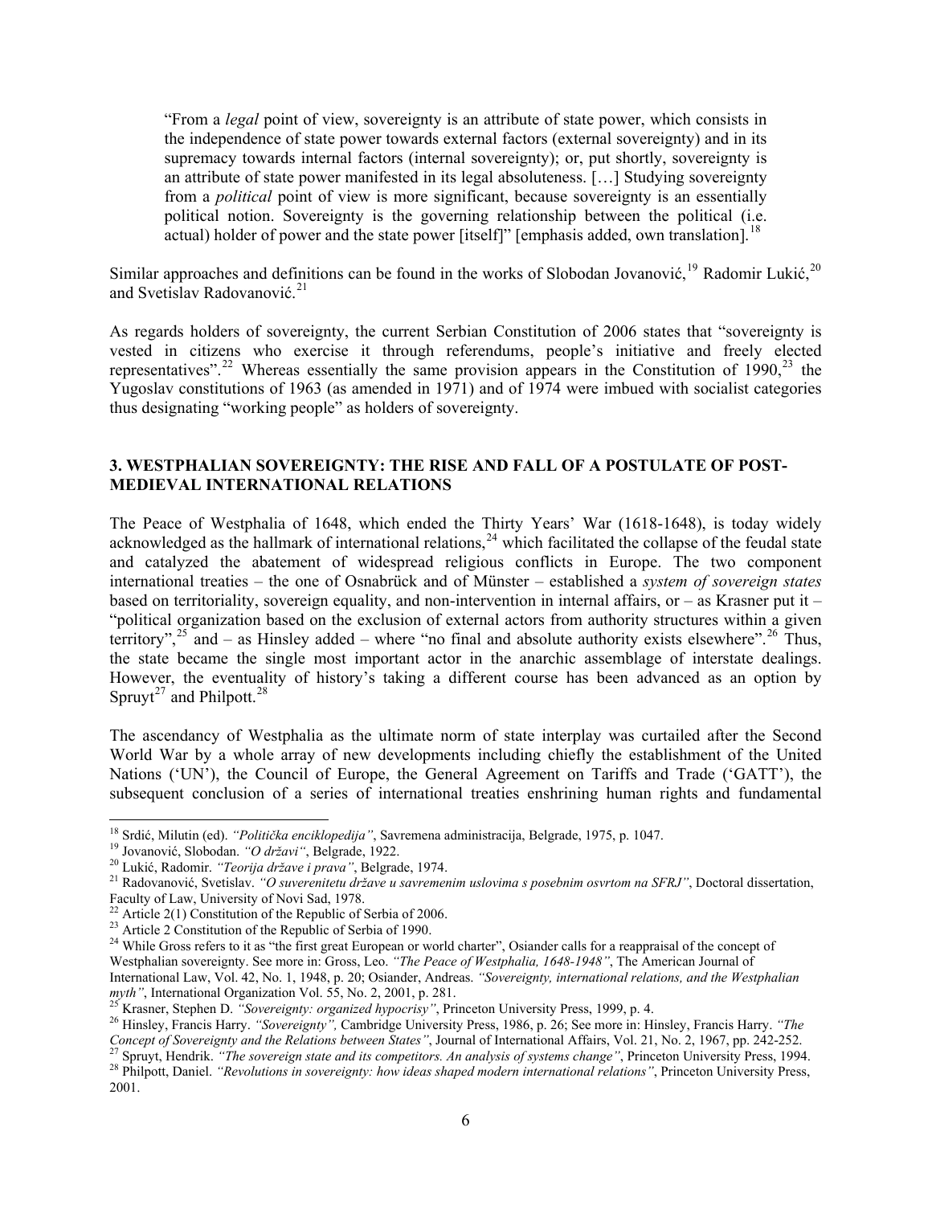> "From a *legal* point of view, sovereignty is an attribute of state power, which consists in the independence of state power towards external factors (external sovereignty) and in its supremacy towards internal factors (internal sovereignty); or, put shortly, sovereignty is an attribute of state power manifested in its legal absoluteness. […] Studying sovereignty from a *political* point of view is more significant, because sovereignty is an essentially political notion. Sovereignty is the governing relationship between the political (i.e. actual) holder of power and the state power [itself]" [emphasis added, own translation].[18]

Similar approaches and definitions can be found in the works of Slobodan Jovanović,[19] Radomir Lukić,[20] and Svetislav Radovanović.[21]

As regards holders of sovereignty, the current Serbian Constitution of 2006 states that "sovereignty is vested in citizens who exercise it through referendums, people's initiative and freely elected representatives".[22] Whereas essentially the same provision appears in the Constitution of 1990,[23] the Yugoslav constitutions of 1963 (as amended in 1971) and of 1974 were imbued with socialist categories thus designating "working people" as holders of sovereignty.

## 3. WESTPHALIAN SOVEREIGNTY: THE RISE AND FALL OF A POSTULATE OF POST-MEDIEVAL INTERNATIONAL RELATIONS

The Peace of Westphalia of 1648, which ended the Thirty Years' War (1618-1648), is today widely acknowledged as the hallmark of international relations,[24] which facilitated the collapse of the feudal state and catalyzed the abatement of widespread religious conflicts in Europe. The two component international treaties – the one of Osnabrück and of Münster – established a *system of sovereign states* based on territoriality, sovereign equality, and non-intervention in internal affairs, or – as Krasner put it – "political organization based on the exclusion of external actors from authority structures within a given territory",[25] and – as Hinsley added – where "no final and absolute authority exists elsewhere".[26] Thus, the state became the single most important actor in the anarchic assemblage of interstate dealings. However, the eventuality of history's taking a different course has been advanced as an option by Spruyt[27] and Philpott.[28]

The ascendancy of Westphalia as the ultimate norm of state interplay was curtailed after the Second World War by a whole array of new developments including chiefly the establishment of the United Nations ('UN'), the Council of Europe, the General Agreement on Tariffs and Trade ('GATT'), the subsequent conclusion of a series of international treaties enshrining human rights and fundamental

---

[18] Srdić, Milutin (ed). *"Politička enciklopedija"*, Savremena administracija, Belgrade, 1975, p. 1047.

[19] Jovanović, Slobodan. *"O državi"*, Belgrade, 1922.

[20] Lukić, Radomir. *"Teorija države i prava"*, Belgrade, 1974.

[21] Radovanović, Svetislav. *"O suverenitetu države u savremenim uslovima s posebnim osvrtom na SFRJ"*, Doctoral dissertation, Faculty of Law, University of Novi Sad, 1978.

[22] Article 2(1) Constitution of the Republic of Serbia of 2006.

[23] Article 2 Constitution of the Republic of Serbia of 1990.

[24] While Gross refers to it as "the first great European or world charter", Osiander calls for a reappraisal of the concept of Westphalian sovereignty. See more in: Gross, Leo. *"The Peace of Westphalia, 1648-1948"*, The American Journal of International Law, Vol. 42, No. 1, 1948, p. 20; Osiander, Andreas. *"Sovereignty, international relations, and the Westphalian myth"*, International Organization Vol. 55, No. 2, 2001, p. 281.

[25] Krasner, Stephen D. *"Sovereignty: organized hypocrisy"*, Princeton University Press, 1999, p. 4.

[26] Hinsley, Francis Harry. *"Sovereignty"*, Cambridge University Press, 1986, p. 26; See more in: Hinsley, Francis Harry. *"The Concept of Sovereignty and the Relations between States"*, Journal of International Affairs, Vol. 21, No. 2, 1967, pp. 242-252.

[27] Spruyt, Hendrik. *"The sovereign state and its competitors. An analysis of systems change"*, Princeton University Press, 1994.

[28] Philpott, Daniel. *"Revolutions in sovereignty: how ideas shaped modern international relations"*, Princeton University Press, 2001.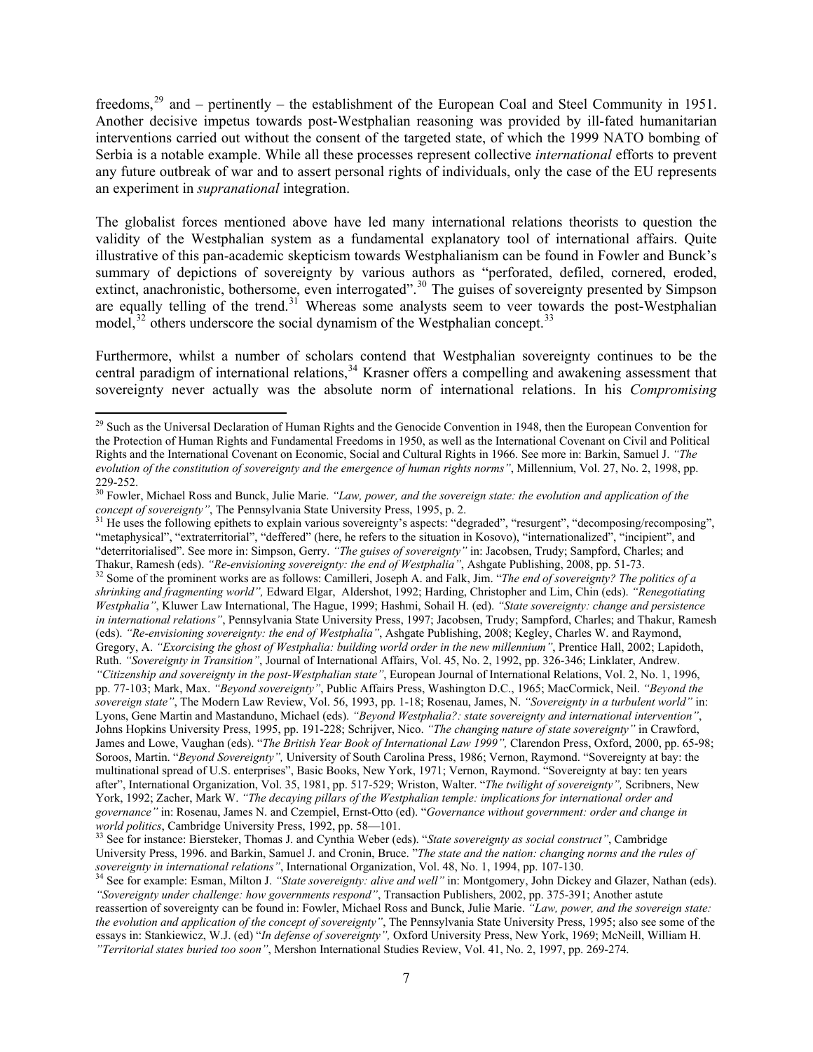freedoms,[29] and – pertinently – the establishment of the European Coal and Steel Community in 1951. Another decisive impetus towards post-Westphalian reasoning was provided by ill-fated humanitarian interventions carried out without the consent of the targeted state, of which the 1999 NATO bombing of Serbia is a notable example. While all these processes represent collective *international* efforts to prevent any future outbreak of war and to assert personal rights of individuals, only the case of the EU represents an experiment in *supranational* integration.

The globalist forces mentioned above have led many international relations theorists to question the validity of the Westphalian system as a fundamental explanatory tool of international affairs. Quite illustrative of this pan-academic skepticism towards Westphalianism can be found in Fowler and Bunck's summary of depictions of sovereignty by various authors as "perforated, defiled, cornered, eroded, extinct, anachronistic, bothersome, even interrogated".[30] The guises of sovereignty presented by Simpson are equally telling of the trend.[31] Whereas some analysts seem to veer towards the post-Westphalian model,[32] others underscore the social dynamism of the Westphalian concept.[33]

Furthermore, whilst a number of scholars contend that Westphalian sovereignty continues to be the central paradigm of international relations,[34] Krasner offers a compelling and awakening assessment that sovereignty never actually was the absolute norm of international relations. In his *Compromising*

---

[29] Such as the Universal Declaration of Human Rights and the Genocide Convention in 1948, then the European Convention for the Protection of Human Rights and Fundamental Freedoms in 1950, as well as the International Covenant on Civil and Political Rights and the International Covenant on Economic, Social and Cultural Rights in 1966. See more in: Barkin, Samuel J. *"The evolution of the constitution of sovereignty and the emergence of human rights norms"*, Millennium, Vol. 27, No. 2, 1998, pp. 229-252.

[30] Fowler, Michael Ross and Bunck, Julie Marie. *"Law, power, and the sovereign state: the evolution and application of the concept of sovereignty"*, The Pennsylvania State University Press, 1995, p. 2.

[31] He uses the following epithets to explain various sovereignty's aspects: "degraded", "resurgent", "decomposing/recomposing", "metaphysical", "extraterritorial", "deffered" (here, he refers to the situation in Kosovo), "internationalized", "incipient", and "deterritorialised". See more in: Simpson, Gerry. *"The guises of sovereignty"* in: Jacobsen, Trudy; Sampford, Charles; and Thakur, Ramesh (eds). *"Re-envisioning sovereignty: the end of Westphalia"*, Ashgate Publishing, 2008, pp. 51-73.

[32] Some of the prominent works are as follows: Camilleri, Joseph A. and Falk, Jim. "*The end of sovereignty? The politics of a shrinking and fragmenting world",* Edward Elgar, Aldershot, 1992; Harding, Christopher and Lim, Chin (eds). *"Renegotiating Westphalia"*, Kluwer Law International, The Hague, 1999; Hashmi, Sohail H. (ed). *"State sovereignty: change and persistence in international relations"*, Pennsylvania State University Press, 1997; Jacobsen, Trudy; Sampford, Charles; and Thakur, Ramesh (eds). *"Re-envisioning sovereignty: the end of Westphalia"*, Ashgate Publishing, 2008; Kegley, Charles W. and Raymond, Gregory, A. *"Exorcising the ghost of Westphalia: building world order in the new millennium"*, Prentice Hall, 2002; Lapidoth, Ruth. *"Sovereignty in Transition"*, Journal of International Affairs, Vol. 45, No. 2, 1992, pp. 326-346; Linklater, Andrew. *"Citizenship and sovereignty in the post-Westphalian state"*, European Journal of International Relations, Vol. 2, No. 1, 1996, pp. 77-103; Mark, Max. *"Beyond sovereignty"*, Public Affairs Press, Washington D.C., 1965; MacCormick, Neil. *"Beyond the sovereign state"*, The Modern Law Review, Vol. 56, 1993, pp. 1-18; Rosenau, James, N. *"Sovereignty in a turbulent world"* in: Lyons, Gene Martin and Mastanduno, Michael (eds). *"Beyond Westphalia?: state sovereignty and international intervention"*, Johns Hopkins University Press, 1995, pp. 191-228; Schrijver, Nico. *"The changing nature of state sovereignty"* in Crawford, James and Lowe, Vaughan (eds). "*The British Year Book of International Law 1999",* Clarendon Press, Oxford, 2000, pp. 65-98; Soroos, Martin. "*Beyond Sovereignty",* University of South Carolina Press, 1986; Vernon, Raymond. "Sovereignty at bay: the multinational spread of U.S. enterprises", Basic Books, New York, 1971; Vernon, Raymond. "Sovereignty at bay: ten years after", International Organization, Vol. 35, 1981, pp. 517-529; Wriston, Walter. "*The twilight of sovereignty",* Scribners, New York, 1992; Zacher, Mark W. *"The decaying pillars of the Westphalian temple: implications for international order and governance"* in: Rosenau, James N. and Czempiel, Ernst-Otto (ed). "*Governance without government: order and change in world politics*, Cambridge University Press, 1992, pp. 58—101.

[33] See for instance: Biersteker, Thomas J. and Cynthia Weber (eds). "*State sovereignty as social construct"*, Cambridge University Press, 1996. and Barkin, Samuel J. and Cronin, Bruce. "*The state and the nation: changing norms and the rules of sovereignty in international relations"*, International Organization, Vol. 48, No. 1, 1994, pp. 107-130.

[34] See for example: Esman, Milton J. *"State sovereignty: alive and well"* in: Montgomery, John Dickey and Glazer, Nathan (eds). *"Sovereignty under challenge: how governments respond"*, Transaction Publishers, 2002, pp. 375-391; Another astute reassertion of sovereignty can be found in: Fowler, Michael Ross and Bunck, Julie Marie. *"Law, power, and the sovereign state: the evolution and application of the concept of sovereignty"*, The Pennsylvania State University Press, 1995; also see some of the essays in: Stankiewicz, W.J. (ed) "*In defense of sovereignty",* Oxford University Press, New York, 1969; McNeill, William H. *"Territorial states buried too soon"*, Mershon International Studies Review, Vol. 41, No. 2, 1997, pp. 269-274.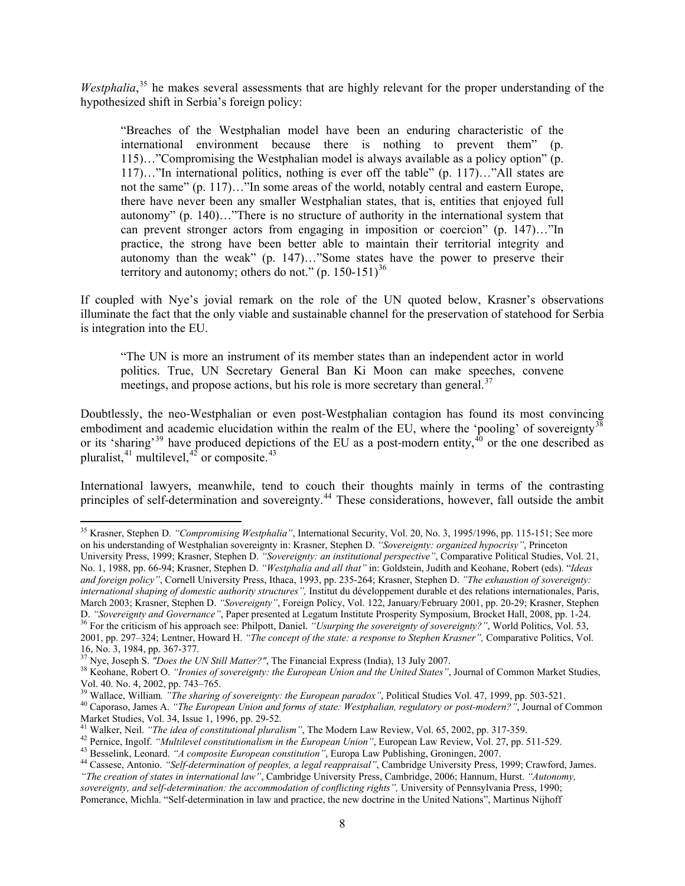*Westphalia*,[35] he makes several assessments that are highly relevant for the proper understanding of the hypothesized shift in Serbia's foreign policy:

> "Breaches of the Westphalian model have been an enduring characteristic of the international environment because there is nothing to prevent them" (p. 115)…"Compromising the Westphalian model is always available as a policy option" (p. 117)…"In international politics, nothing is ever off the table" (p. 117)…"All states are not the same" (p. 117)…"In some areas of the world, notably central and eastern Europe, there have never been any smaller Westphalian states, that is, entities that enjoyed full autonomy" (p. 140)…"There is no structure of authority in the international system that can prevent stronger actors from engaging in imposition or coercion" (p. 147)…"In practice, the strong have been better able to maintain their territorial integrity and autonomy than the weak" (p. 147)…"Some states have the power to preserve their territory and autonomy; others do not." (p. 150-151)[36]

If coupled with Nye's jovial remark on the role of the UN quoted below, Krasner's observations illuminate the fact that the only viable and sustainable channel for the preservation of statehood for Serbia is integration into the EU.

> "The UN is more an instrument of its member states than an independent actor in world politics. True, UN Secretary General Ban Ki Moon can make speeches, convene meetings, and propose actions, but his role is more secretary than general.[37]

Doubtlessly, the neo-Westphalian or even post-Westphalian contagion has found its most convincing embodiment and academic elucidation within the realm of the EU, where the 'pooling' of sovereignty[38] or its 'sharing'[39] have produced depictions of the EU as a post-modern entity,[40] or the one described as pluralist,[41] multilevel,[42] or composite.[43]

International lawyers, meanwhile, tend to couch their thoughts mainly in terms of the contrasting principles of self-determination and sovereignty.[44] These considerations, however, fall outside the ambit

---

[35] Krasner, Stephen D. *"Compromising Westphalia"*, International Security, Vol. 20, No. 3, 1995/1996, pp. 115-151; See more on his understanding of Westphalian sovereignty in: Krasner, Stephen D. *"Sovereignty: organized hypocrisy"*, Princeton University Press, 1999; Krasner, Stephen D. *"Sovereignty: an institutional perspective"*, Comparative Political Studies, Vol. 21, No. 1, 1988, pp. 66-94; Krasner, Stephen D. *"Westphalia and all that"* in: Goldstein, Judith and Keohane, Robert (eds). "*Ideas and foreign policy"*, Cornell University Press, Ithaca, 1993, pp. 235-264; Krasner, Stephen D. *"The exhaustion of sovereignty: international shaping of domestic authority structures",* Institut du développement durable et des relations internationales, Paris, March 2003; Krasner, Stephen D. *"Sovereignty"*, Foreign Policy, Vol. 122, January/February 2001, pp. 20-29; Krasner, Stephen D. *"Sovereignty and Governance"*, Paper presented at Legatum Institute Prosperity Symposium, Brocket Hall, 2008, pp. 1-24.

[36] For the criticism of his approach see: Philpott, Daniel. *"Usurping the sovereignty of sovereignty?"*, World Politics, Vol. 53, 2001, pp. 297–324; Lentner, Howard H. *"The concept of the state: a response to Stephen Krasner",* Comparative Politics, Vol. 16, No. 3, 1984, pp. 367-377.

[37] Nye, Joseph S. *"Does the UN Still Matter?"*, The Financial Express (India), 13 July 2007.

[38] Keohane, Robert O. *"Ironies of sovereignty: the European Union and the United States"*, Journal of Common Market Studies, Vol. 40. No. 4, 2002, pp. 743–765.

[39] Wallace, William*. "The sharing of sovereignty: the European paradox"*, Political Studies Vol. 47, 1999, pp. 503-521.

[40] Caporaso, James A. *"The European Union and forms of state: Westphalian, regulatory or post-modern?"*, Journal of Common Market Studies, Vol. 34, Issue 1, 1996, pp. 29-52.

[41] Walker, Neil. *"The idea of constitutional pluralism"*, The Modern Law Review, Vol. 65, 2002, pp. 317-359.

[42] Pernice, Ingolf. *"Multilevel constitutionalism in the European Union"*, European Law Review, Vol. 27, pp. 511-529.

[43] Besselink, Leonard. *"A composite European constitution"*, Europa Law Publishing, Groningen, 2007.

[44] Cassese, Antonio. *"Self-determination of peoples, a legal reappraisal"*, Cambridge University Press, 1999; Crawford, James. *"The creation of states in international law"*, Cambridge University Press, Cambridge, 2006; Hannum, Hurst. *"Autonomy, sovereignty, and self-determination: the accommodation of conflicting rights",* University of Pennsylvania Press, 1990; Pomerance, Michla. "Self-determination in law and practice, the new doctrine in the United Nations", Martinus Nijhoff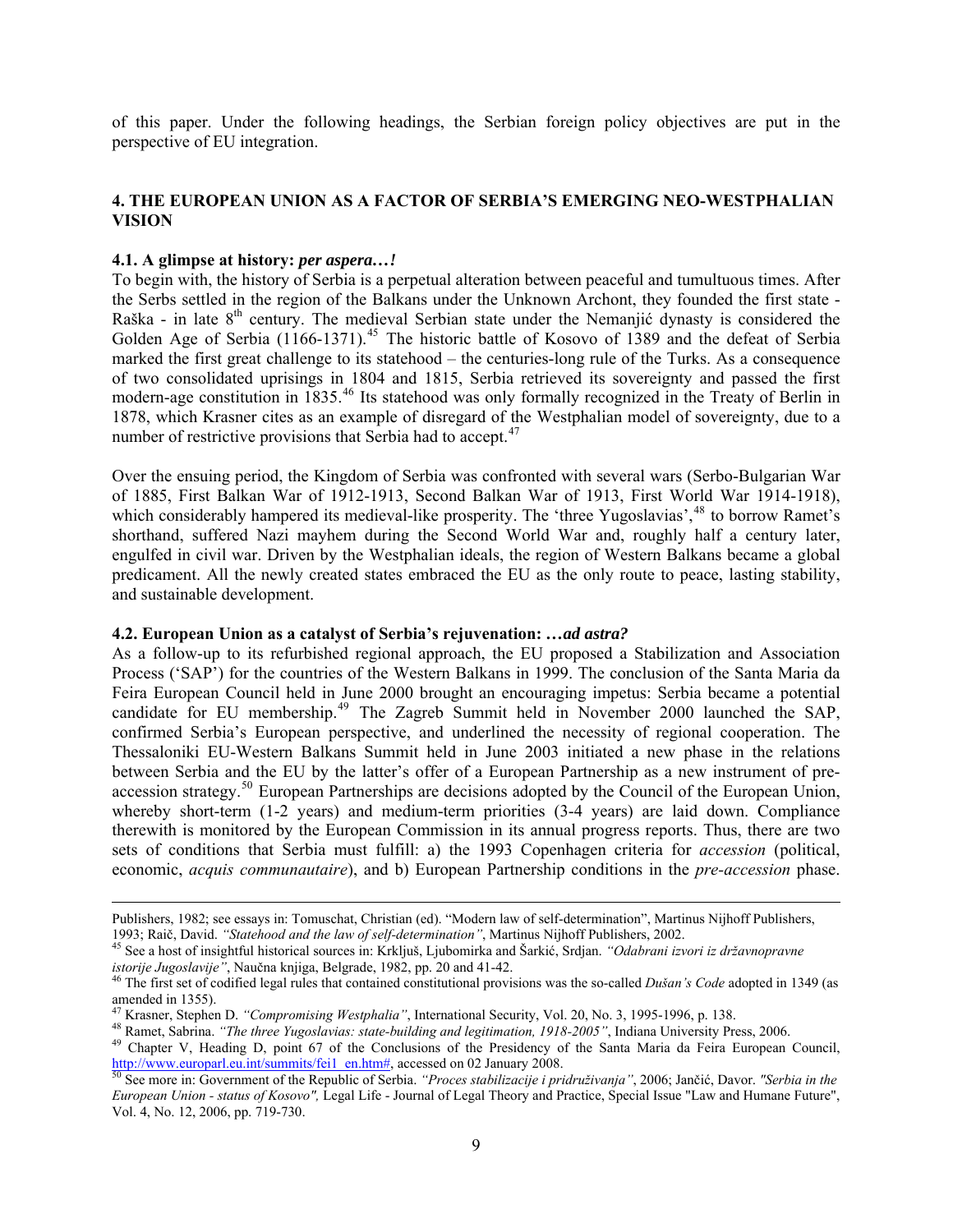of this paper. Under the following headings, the Serbian foreign policy objectives are put in the perspective of EU integration.

## 4. THE EUROPEAN UNION AS A FACTOR OF SERBIA'S EMERGING NEO-WESTPHALIAN VISION

### 4.1. A glimpse at history: *per aspera…!*

To begin with, the history of Serbia is a perpetual alteration between peaceful and tumultuous times. After the Serbs settled in the region of the Balkans under the Unknown Archont, they founded the first state - Raška - in late 8th century. The medieval Serbian state under the Nemanjić dynasty is considered the Golden Age of Serbia (1166-1371).[45] The historic battle of Kosovo of 1389 and the defeat of Serbia marked the first great challenge to its statehood – the centuries-long rule of the Turks. As a consequence of two consolidated uprisings in 1804 and 1815, Serbia retrieved its sovereignty and passed the first modern-age constitution in 1835.[46] Its statehood was only formally recognized in the Treaty of Berlin in 1878, which Krasner cites as an example of disregard of the Westphalian model of sovereignty, due to a number of restrictive provisions that Serbia had to accept.[47]

Over the ensuing period, the Kingdom of Serbia was confronted with several wars (Serbo-Bulgarian War of 1885, First Balkan War of 1912-1913, Second Balkan War of 1913, First World War 1914-1918), which considerably hampered its medieval-like prosperity. The 'three Yugoslavias',[48] to borrow Ramet's shorthand, suffered Nazi mayhem during the Second World War and, roughly half a century later, engulfed in civil war. Driven by the Westphalian ideals, the region of Western Balkans became a global predicament. All the newly created states embraced the EU as the only route to peace, lasting stability, and sustainable development.

### 4.2. European Union as a catalyst of Serbia's rejuvenation: *…ad astra?*

As a follow-up to its refurbished regional approach, the EU proposed a Stabilization and Association Process ('SAP') for the countries of the Western Balkans in 1999. The conclusion of the Santa Maria da Feira European Council held in June 2000 brought an encouraging impetus: Serbia became a potential candidate for EU membership.[49] The Zagreb Summit held in November 2000 launched the SAP, confirmed Serbia's European perspective, and underlined the necessity of regional cooperation. The Thessaloniki EU-Western Balkans Summit held in June 2003 initiated a new phase in the relations between Serbia and the EU by the latter's offer of a European Partnership as a new instrument of pre-accession strategy.[50] European Partnerships are decisions adopted by the Council of the European Union, whereby short-term (1-2 years) and medium-term priorities (3-4 years) are laid down. Compliance therewith is monitored by the European Commission in its annual progress reports. Thus, there are two sets of conditions that Serbia must fulfill: a) the 1993 Copenhagen criteria for *accession* (political, economic, *acquis communautaire*), and b) European Partnership conditions in the *pre-accession* phase.

---

Publishers, 1982; see essays in: Tomuschat, Christian (ed). "Modern law of self-determination", Martinus Nijhoff Publishers, 1993; Raič, David. *"Statehood and the law of self-determination"*, Martinus Nijhoff Publishers, 2002.

[45] See a host of insightful historical sources in: Krkljuš, Ljubomirka and Šarkić, Srdjan. *"Odabrani izvori iz državnopravne istorije Jugoslavije"*, Naučna knjiga, Belgrade, 1982, pp. 20 and 41-42.

[46] The first set of codified legal rules that contained constitutional provisions was the so-called *Dušan's Code* adopted in 1349 (as amended in 1355).

[47] Krasner, Stephen D. *"Compromising Westphalia"*, International Security, Vol. 20, No. 3, 1995-1996, p. 138.

[48] Ramet, Sabrina. *"The three Yugoslavias: state-building and legitimation, 1918-2005"*, Indiana University Press, 2006.

[49] Chapter V, Heading D, point 67 of the Conclusions of the Presidency of the Santa Maria da Feira European Council, http://www.europarl.eu.int/summits/fei1_en.htm#, accessed on 02 January 2008.

[50] See more in: Government of the Republic of Serbia. *"Proces stabilizacije i pridruživanja"*, 2006; Jančić, Davor. *"Serbia in the European Union - status of Kosovo",* Legal Life - Journal of Legal Theory and Practice, Special Issue "Law and Humane Future", Vol. 4, No. 12, 2006, pp. 719-730.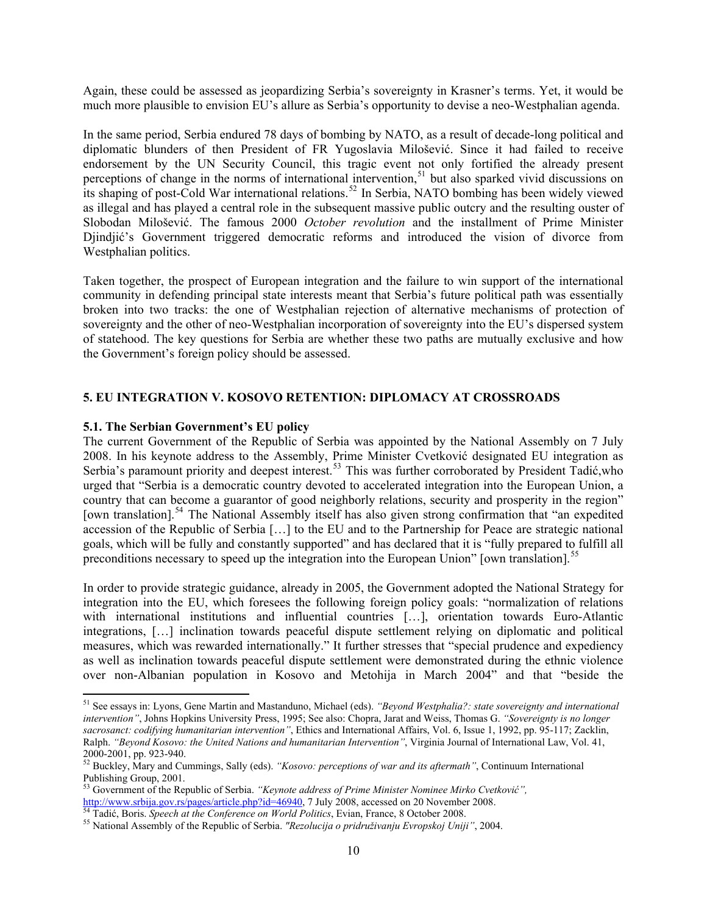Again, these could be assessed as jeopardizing Serbia's sovereignty in Krasner's terms. Yet, it would be much more plausible to envision EU's allure as Serbia's opportunity to devise a neo-Westphalian agenda.

In the same period, Serbia endured 78 days of bombing by NATO, as a result of decade-long political and diplomatic blunders of then President of FR Yugoslavia Milošević. Since it had failed to receive endorsement by the UN Security Council, this tragic event not only fortified the already present perceptions of change in the norms of international intervention,[51] but also sparked vivid discussions on its shaping of post-Cold War international relations.[52] In Serbia, NATO bombing has been widely viewed as illegal and has played a central role in the subsequent massive public outcry and the resulting ouster of Slobodan Milošević. The famous 2000 *October revolution* and the installment of Prime Minister Djindjić's Government triggered democratic reforms and introduced the vision of divorce from Westphalian politics.

Taken together, the prospect of European integration and the failure to win support of the international community in defending principal state interests meant that Serbia's future political path was essentially broken into two tracks: the one of Westphalian rejection of alternative mechanisms of protection of sovereignty and the other of neo-Westphalian incorporation of sovereignty into the EU's dispersed system of statehood. The key questions for Serbia are whether these two paths are mutually exclusive and how the Government's foreign policy should be assessed.

## 5. EU INTEGRATION V. KOSOVO RETENTION: DIPLOMACY AT CROSSROADS

### 5.1. The Serbian Government's EU policy

The current Government of the Republic of Serbia was appointed by the National Assembly on 7 July 2008. In his keynote address to the Assembly, Prime Minister Cvetković designated EU integration as Serbia's paramount priority and deepest interest.[53] This was further corroborated by President Tadić,who urged that "Serbia is a democratic country devoted to accelerated integration into the European Union, a country that can become a guarantor of good neighborly relations, security and prosperity in the region" [own translation].[54] The National Assembly itself has also given strong confirmation that "an expedited accession of the Republic of Serbia […] to the EU and to the Partnership for Peace are strategic national goals, which will be fully and constantly supported" and has declared that it is "fully prepared to fulfill all preconditions necessary to speed up the integration into the European Union" [own translation].[55]

In order to provide strategic guidance, already in 2005, the Government adopted the National Strategy for integration into the EU, which foresees the following foreign policy goals: "normalization of relations with international institutions and influential countries […], orientation towards Euro-Atlantic integrations, […] inclination towards peaceful dispute settlement relying on diplomatic and political measures, which was rewarded internationally." It further stresses that "special prudence and expediency as well as inclination towards peaceful dispute settlement were demonstrated during the ethnic violence over non-Albanian population in Kosovo and Metohija in March 2004" and that "beside the

---

[51] See essays in: Lyons, Gene Martin and Mastanduno, Michael (eds). *"Beyond Westphalia?: state sovereignty and international intervention"*, Johns Hopkins University Press, 1995; See also: Chopra, Jarat and Weiss, Thomas G. *"Sovereignty is no longer sacrosanct: codifying humanitarian intervention"*, Ethics and International Affairs, Vol. 6, Issue 1, 1992, pp. 95-117; Zacklin, Ralph. *"Beyond Kosovo: the United Nations and humanitarian Intervention"*, Virginia Journal of International Law, Vol. 41, 2000-2001, pp. 923-940.

[52] Buckley, Mary and Cummings, Sally (eds). *"Kosovo: perceptions of war and its aftermath"*, Continuum International Publishing Group, 2001.

[53] Government of the Republic of Serbia. *"Keynote address of Prime Minister Nominee Mirko Cvetković"*, http://www.srbija.gov.rs/pages/article.php?id=46940, 7 July 2008, accessed on 20 November 2008.

[54] Tadić, Boris. *Speech at the Conference on World Politics*, Evian, France, 8 October 2008.

[55] National Assembly of the Republic of Serbia. *"Rezolucija o pridruživanju Evropskoj Uniji"*, 2004.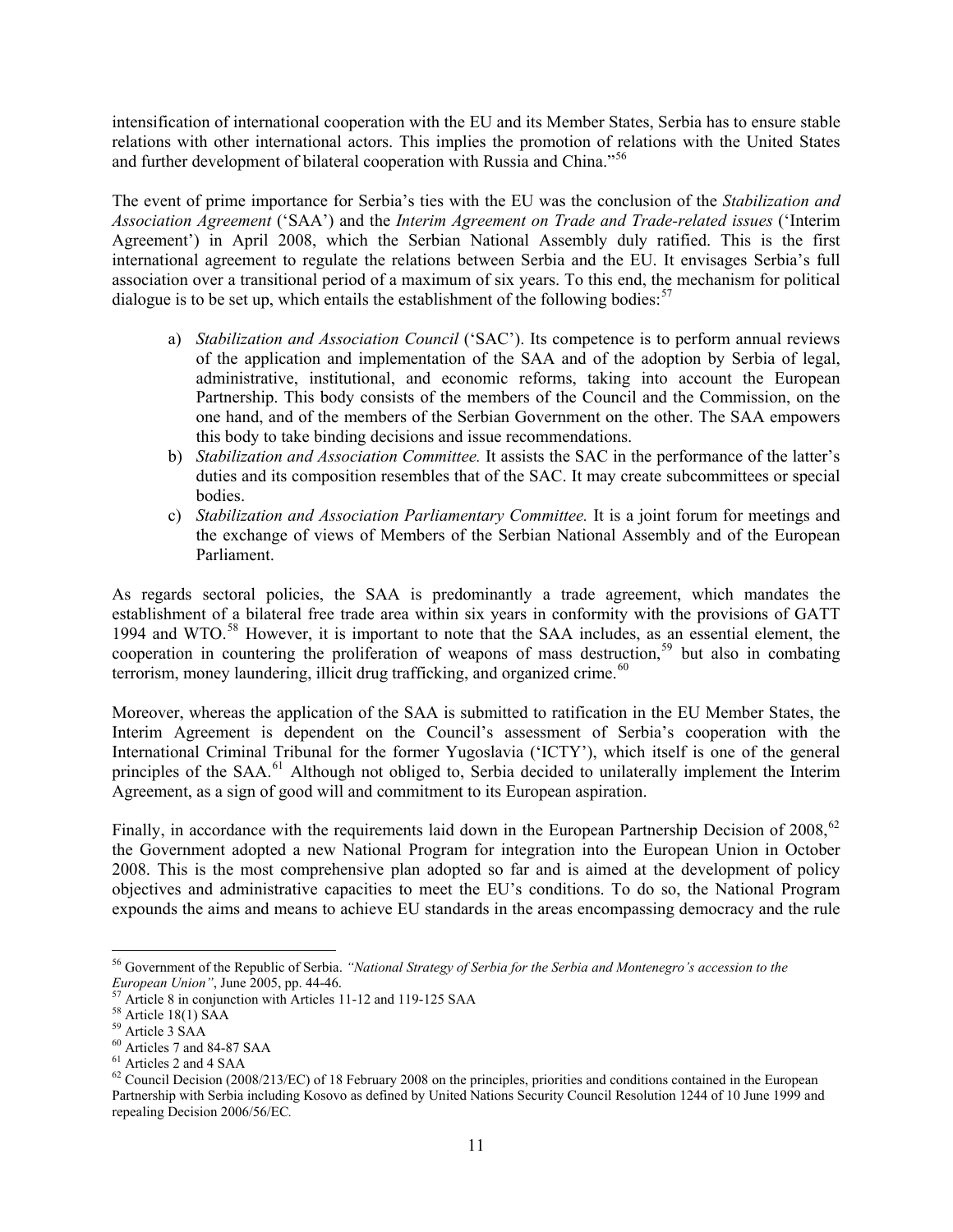intensification of international cooperation with the EU and its Member States, Serbia has to ensure stable relations with other international actors. This implies the promotion of relations with the United States and further development of bilateral cooperation with Russia and China."[56]

The event of prime importance for Serbia's ties with the EU was the conclusion of the *Stabilization and Association Agreement* ('SAA') and the *Interim Agreement on Trade and Trade-related issues* ('Interim Agreement') in April 2008, which the Serbian National Assembly duly ratified. This is the first international agreement to regulate the relations between Serbia and the EU. It envisages Serbia's full association over a transitional period of a maximum of six years. To this end, the mechanism for political dialogue is to be set up, which entails the establishment of the following bodies:[57]

a) *Stabilization and Association Council* ('SAC'). Its competence is to perform annual reviews of the application and implementation of the SAA and of the adoption by Serbia of legal, administrative, institutional, and economic reforms, taking into account the European Partnership. This body consists of the members of the Council and the Commission, on the one hand, and of the members of the Serbian Government on the other. The SAA empowers this body to take binding decisions and issue recommendations.
b) *Stabilization and Association Committee.* It assists the SAC in the performance of the latter's duties and its composition resembles that of the SAC. It may create subcommittees or special bodies.
c) *Stabilization and Association Parliamentary Committee.* It is a joint forum for meetings and the exchange of views of Members of the Serbian National Assembly and of the European Parliament.

As regards sectoral policies, the SAA is predominantly a trade agreement, which mandates the establishment of a bilateral free trade area within six years in conformity with the provisions of GATT 1994 and WTO.[58] However, it is important to note that the SAA includes, as an essential element, the cooperation in countering the proliferation of weapons of mass destruction,[59] but also in combating terrorism, money laundering, illicit drug trafficking, and organized crime.[60]

Moreover, whereas the application of the SAA is submitted to ratification in the EU Member States, the Interim Agreement is dependent on the Council's assessment of Serbia's cooperation with the International Criminal Tribunal for the former Yugoslavia ('ICTY'), which itself is one of the general principles of the SAA.[61] Although not obliged to, Serbia decided to unilaterally implement the Interim Agreement, as a sign of good will and commitment to its European aspiration.

Finally, in accordance with the requirements laid down in the European Partnership Decision of 2008,[62] the Government adopted a new National Program for integration into the European Union in October 2008. This is the most comprehensive plan adopted so far and is aimed at the development of policy objectives and administrative capacities to meet the EU's conditions. To do so, the National Program expounds the aims and means to achieve EU standards in the areas encompassing democracy and the rule

---

[56] Government of the Republic of Serbia. *"National Strategy of Serbia for the Serbia and Montenegro's accession to the European Union"*, June 2005, pp. 44-46.
[57] Article 8 in conjunction with Articles 11-12 and 119-125 SAA
[58] Article 18(1) SAA
[59] Article 3 SAA
[60] Articles 7 and 84-87 SAA
[61] Articles 2 and 4 SAA
[62] Council Decision (2008/213/EC) of 18 February 2008 on the principles, priorities and conditions contained in the European Partnership with Serbia including Kosovo as defined by United Nations Security Council Resolution 1244 of 10 June 1999 and repealing Decision 2006/56/EC.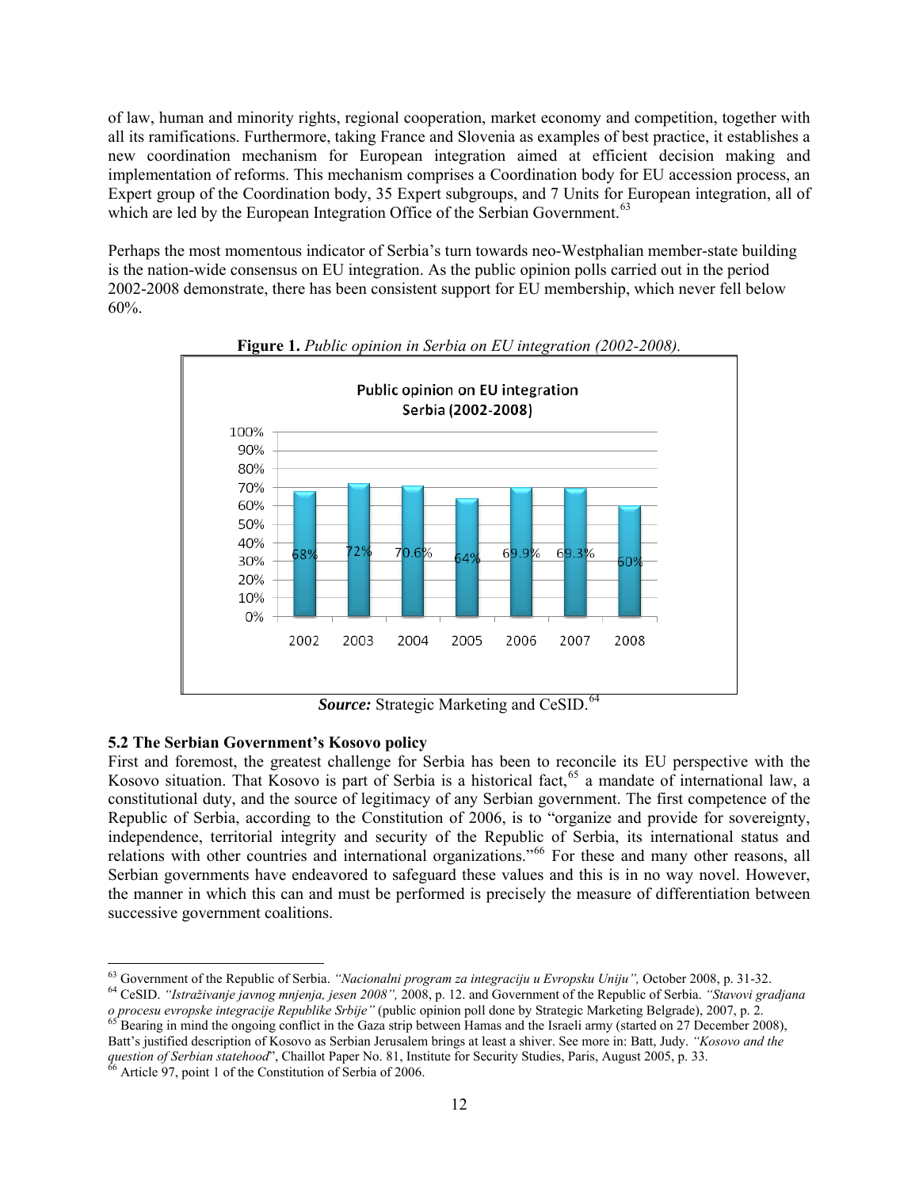of law, human and minority rights, regional cooperation, market economy and competition, together with all its ramifications. Furthermore, taking France and Slovenia as examples of best practice, it establishes a new coordination mechanism for European integration aimed at efficient decision making and implementation of reforms. This mechanism comprises a Coordination body for EU accession process, an Expert group of the Coordination body, 35 Expert subgroups, and 7 Units for European integration, all of which are led by the European Integration Office of the Serbian Government.[63]

Perhaps the most momentous indicator of Serbia's turn towards neo-Westphalian member-state building is the nation-wide consensus on EU integration. As the public opinion polls carried out in the period 2002-2008 demonstrate, there has been consistent support for EU membership, which never fell below 60%.

**Figure 1.** *Public opinion in Serbia on EU integration (2002-2008).*

Public opinion on EU integration
Serbia (2002-2008)

| Year | Support |
|---|---|
| 2002 | 68% |
| 2003 | 72% |
| 2004 | 70.6% |
| 2005 | 64% |
| 2006 | 69.9% |
| 2007 | 69.3% |
| 2008 | 60% |

***Source:*** Strategic Marketing and CeSID.[64]

### 5.2 The Serbian Government's Kosovo policy

First and foremost, the greatest challenge for Serbia has been to reconcile its EU perspective with the Kosovo situation. That Kosovo is part of Serbia is a historical fact,[65] a mandate of international law, a constitutional duty, and the source of legitimacy of any Serbian government. The first competence of the Republic of Serbia, according to the Constitution of 2006, is to "organize and provide for sovereignty, independence, territorial integrity and security of the Republic of Serbia, its international status and relations with other countries and international organizations."[66] For these and many other reasons, all Serbian governments have endeavored to safeguard these values and this is in no way novel. However, the manner in which this can and must be performed is precisely the measure of differentiation between successive government coalitions.

---

[63] Government of the Republic of Serbia. *"Nacionalni program za integraciju u Evropsku Uniju",* October 2008, p. 31-32.

[64] CeSID. *"Istraživanje javnog mnjenja, jesen 2008",* 2008, p. 12. and Government of the Republic of Serbia. *"Stavovi gradjana o procesu evropske integracije Republike Srbije"* (public opinion poll done by Strategic Marketing Belgrade), 2007, p. 2.

[65] Bearing in mind the ongoing conflict in the Gaza strip between Hamas and the Israeli army (started on 27 December 2008), Batt's justified description of Kosovo as Serbian Jerusalem brings at least a shiver. See more in: Batt, Judy. *"Kosovo and the question of Serbian statehood*", Chaillot Paper No. 81, Institute for Security Studies, Paris, August 2005, p. 33.

[66] Article 97, point 1 of the Constitution of Serbia of 2006.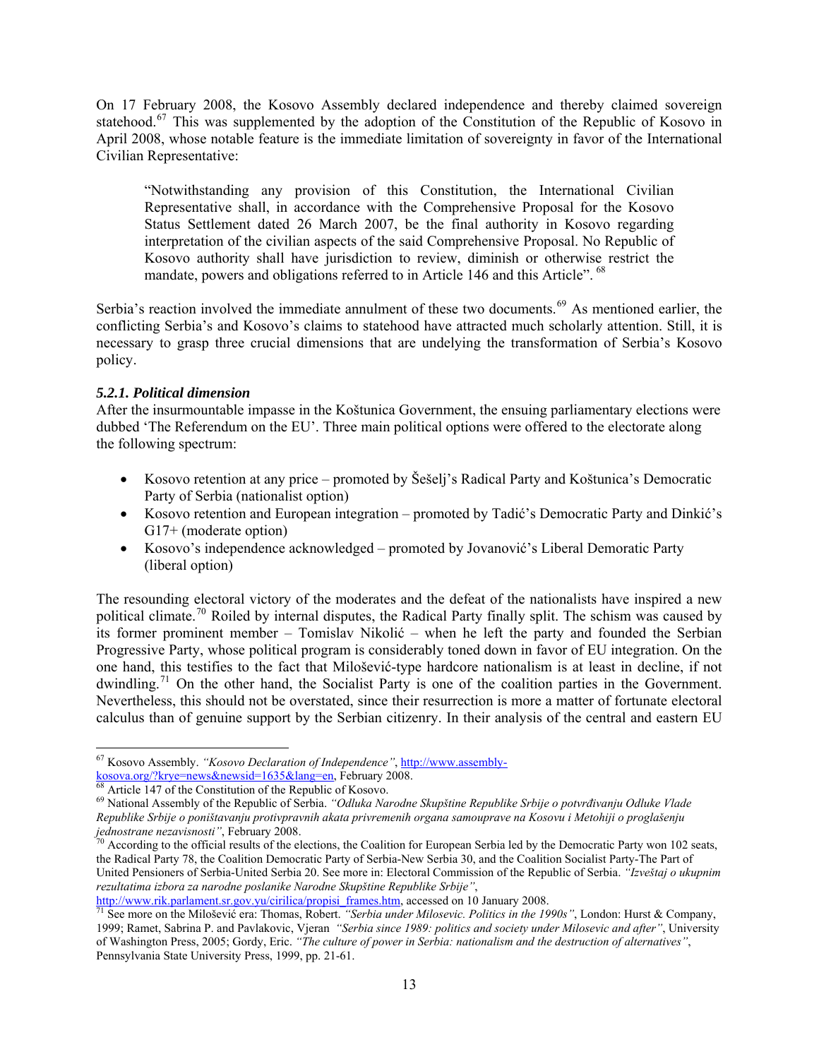On 17 February 2008, the Kosovo Assembly declared independence and thereby claimed sovereign statehood.[67] This was supplemented by the adoption of the Constitution of the Republic of Kosovo in April 2008, whose notable feature is the immediate limitation of sovereignty in favor of the International Civilian Representative:

> "Notwithstanding any provision of this Constitution, the International Civilian Representative shall, in accordance with the Comprehensive Proposal for the Kosovo Status Settlement dated 26 March 2007, be the final authority in Kosovo regarding interpretation of the civilian aspects of the said Comprehensive Proposal. No Republic of Kosovo authority shall have jurisdiction to review, diminish or otherwise restrict the mandate, powers and obligations referred to in Article 146 and this Article". [68]

Serbia's reaction involved the immediate annulment of these two documents.[69] As mentioned earlier, the conflicting Serbia's and Kosovo's claims to statehood have attracted much scholarly attention. Still, it is necessary to grasp three crucial dimensions that are undelying the transformation of Serbia's Kosovo policy.

### *5.2.1. Political dimension*

After the insurmountable impasse in the Koštunica Government, the ensuing parliamentary elections were dubbed 'The Referendum on the EU'. Three main political options were offered to the electorate along the following spectrum:

- Kosovo retention at any price – promoted by Šešelj's Radical Party and Koštunica's Democratic Party of Serbia (nationalist option)
- Kosovo retention and European integration – promoted by Tadić's Democratic Party and Dinkić's G17+ (moderate option)
- Kosovo's independence acknowledged – promoted by Jovanović's Liberal Demoratic Party (liberal option)

The resounding electoral victory of the moderates and the defeat of the nationalists have inspired a new political climate.[70] Roiled by internal disputes, the Radical Party finally split. The schism was caused by its former prominent member – Tomislav Nikolić – when he left the party and founded the Serbian Progressive Party, whose political program is considerably toned down in favor of EU integration. On the one hand, this testifies to the fact that Milošević-type hardcore nationalism is at least in decline, if not dwindling.[71] On the other hand, the Socialist Party is one of the coalition parties in the Government. Nevertheless, this should not be overstated, since their resurrection is more a matter of fortunate electoral calculus than of genuine support by the Serbian citizenry. In their analysis of the central and eastern EU

---

[67] Kosovo Assembly. *"Kosovo Declaration of Independence"*, http://www.assembly-kosova.org/?krye=news&newsid=1635&lang=en, February 2008.

[68] Article 147 of the Constitution of the Republic of Kosovo.

[69] National Assembly of the Republic of Serbia. *"Odluka Narodne Skupštine Republike Srbije o potvrđivanju Odluke Vlade Republike Srbije o poništavanju protivpravnih akata privremenih organa samouprave na Kosovu i Metohiji o proglašenju jednostrane nezavisnosti"*, February 2008.

[70] According to the official results of the elections, the Coalition for European Serbia led by the Democratic Party won 102 seats, the Radical Party 78, the Coalition Democratic Party of Serbia-New Serbia 30, and the Coalition Socialist Party-The Part of United Pensioners of Serbia-United Serbia 20. See more in: Electoral Commission of the Republic of Serbia. *"Izveštaj o ukupnim rezultatima izbora za narodne poslanike Narodne Skupštine Republike Srbije"*, http://www.rik.parlament.sr.gov.yu/cirilica/propisi_frames.htm, accessed on 10 January 2008.

[71] See more on the Milošević era: Thomas, Robert. *"Serbia under Milosevic. Politics in the 1990s"*, London: Hurst & Company, 1999; Ramet, Sabrina P. and Pavlakovic, Vjeran *"Serbia since 1989: politics and society under Milosevic and after"*, University of Washington Press, 2005; Gordy, Eric. *"The culture of power in Serbia: nationalism and the destruction of alternatives"*, Pennsylvania State University Press, 1999, pp. 21-61.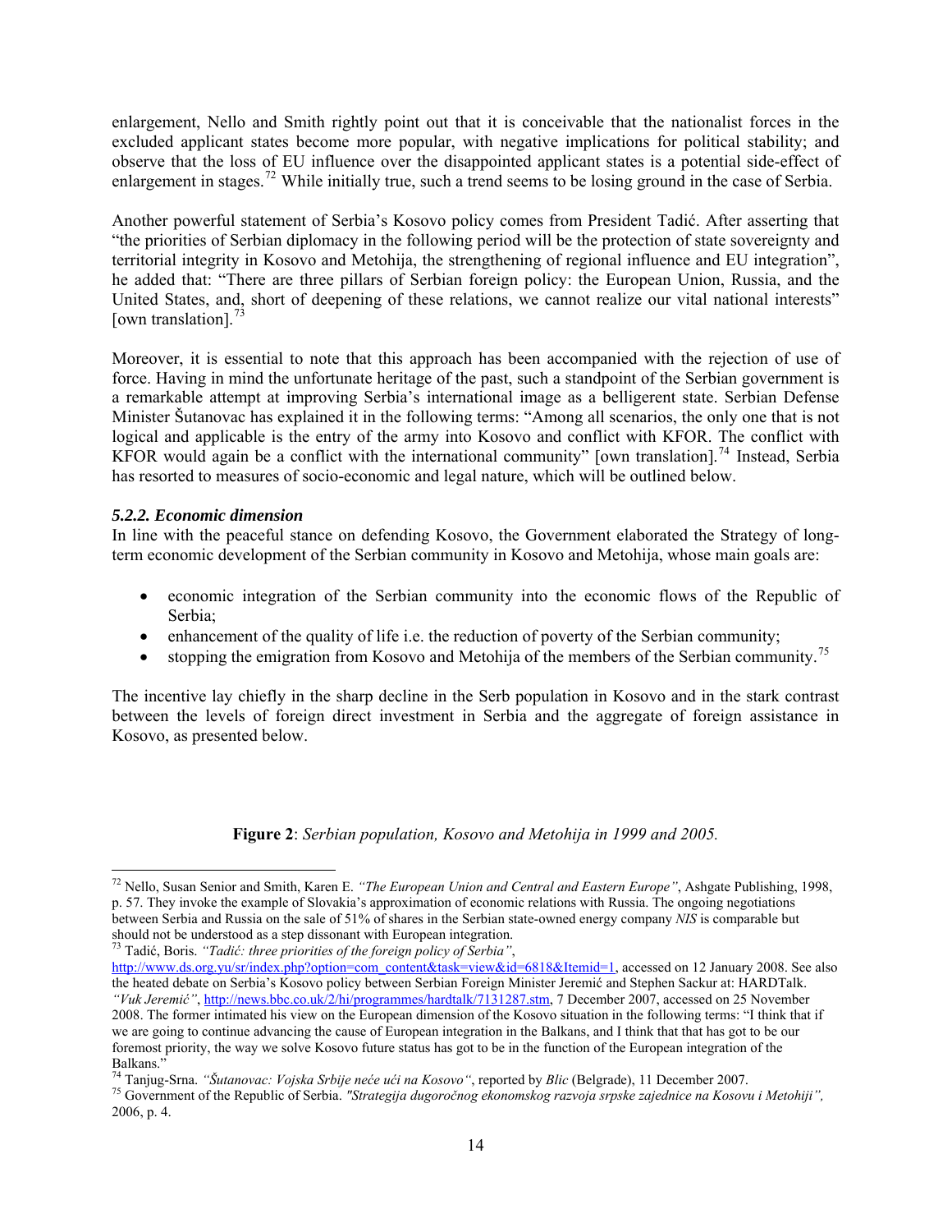enlargement, Nello and Smith rightly point out that it is conceivable that the nationalist forces in the excluded applicant states become more popular, with negative implications for political stability; and observe that the loss of EU influence over the disappointed applicant states is a potential side-effect of enlargement in stages.[72] While initially true, such a trend seems to be losing ground in the case of Serbia.

Another powerful statement of Serbia's Kosovo policy comes from President Tadić. After asserting that "the priorities of Serbian diplomacy in the following period will be the protection of state sovereignty and territorial integrity in Kosovo and Metohija, the strengthening of regional influence and EU integration", he added that: "There are three pillars of Serbian foreign policy: the European Union, Russia, and the United States, and, short of deepening of these relations, we cannot realize our vital national interests" [own translation].[73]

Moreover, it is essential to note that this approach has been accompanied with the rejection of use of force. Having in mind the unfortunate heritage of the past, such a standpoint of the Serbian government is a remarkable attempt at improving Serbia's international image as a belligerent state. Serbian Defense Minister Šutanovac has explained it in the following terms: "Among all scenarios, the only one that is not logical and applicable is the entry of the army into Kosovo and conflict with KFOR. The conflict with KFOR would again be a conflict with the international community" [own translation].[74] Instead, Serbia has resorted to measures of socio-economic and legal nature, which will be outlined below.

### *5.2.2. Economic dimension*

In line with the peaceful stance on defending Kosovo, the Government elaborated the Strategy of long-term economic development of the Serbian community in Kosovo and Metohija, whose main goals are:

- economic integration of the Serbian community into the economic flows of the Republic of Serbia;
- enhancement of the quality of life i.e. the reduction of poverty of the Serbian community;
- stopping the emigration from Kosovo and Metohija of the members of the Serbian community.[75]

The incentive lay chiefly in the sharp decline in the Serb population in Kosovo and in the stark contrast between the levels of foreign direct investment in Serbia and the aggregate of foreign assistance in Kosovo, as presented below.

**Figure 2**: *Serbian population, Kosovo and Metohija in 1999 and 2005.*

---

[72] Nello, Susan Senior and Smith, Karen E. *"The European Union and Central and Eastern Europe"*, Ashgate Publishing, 1998, p. 57. They invoke the example of Slovakia's approximation of economic relations with Russia. The ongoing negotiations between Serbia and Russia on the sale of 51% of shares in the Serbian state-owned energy company *NIS* is comparable but should not be understood as a step dissonant with European integration.

[73] Tadić, Boris. *"Tadić: three priorities of the foreign policy of Serbia"*, http://www.ds.org.yu/sr/index.php?option=com_content&task=view&id=6818&Itemid=1, accessed on 12 January 2008. See also the heated debate on Serbia's Kosovo policy between Serbian Foreign Minister Jeremić and Stephen Sackur at: HARDTalk. *"Vuk Jeremić"*, http://news.bbc.co.uk/2/hi/programmes/hardtalk/7131287.stm, 7 December 2007, accessed on 25 November 2008. The former intimated his view on the European dimension of the Kosovo situation in the following terms: "I think that if we are going to continue advancing the cause of European integration in the Balkans, and I think that that has got to be our foremost priority, the way we solve Kosovo future status has got to be in the function of the European integration of the Balkans."

[74] Tanjug-Srna. *"Šutanovac: Vojska Srbije neće ući na Kosovo"*, reported by *Blic* (Belgrade), 11 December 2007.

[75] Government of the Republic of Serbia. *"Strategija dugoročnog ekonomskog razvoja srpske zajednice na Kosovu i Metohiji"*, 2006, p. 4.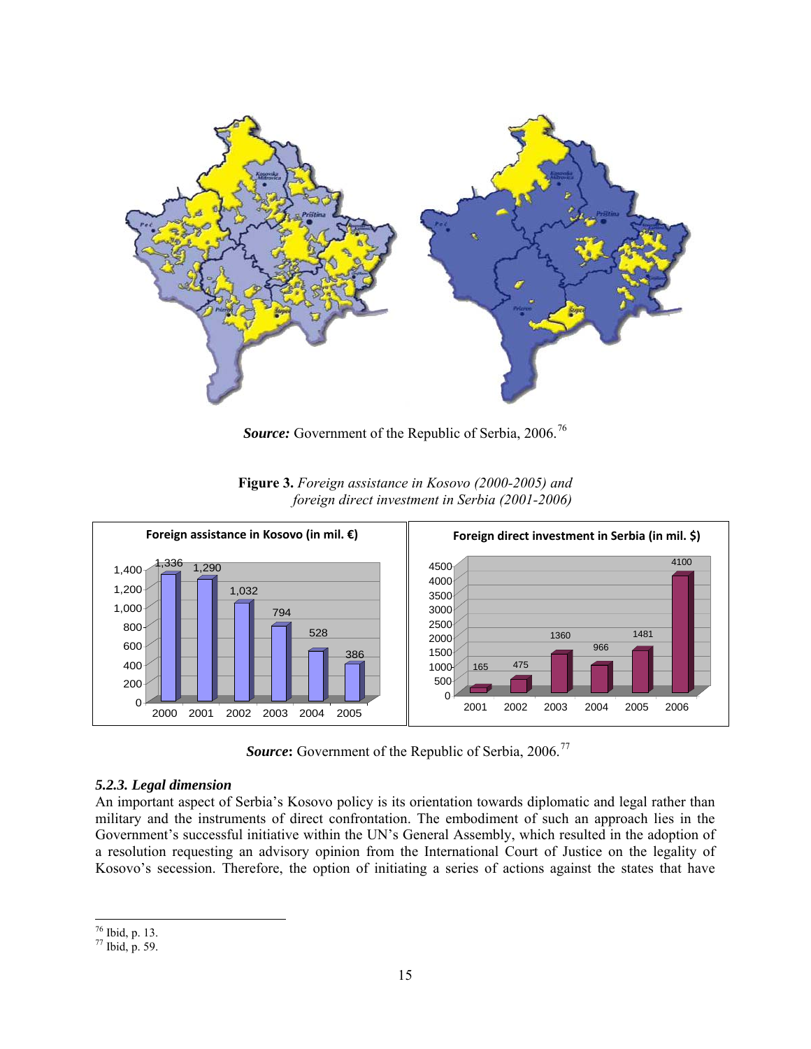*Source:* Government of the Republic of Serbia, 2006.[76]

**Figure 3.** *Foreign assistance in Kosovo (2000-2005) and foreign direct investment in Serbia (2001-2006)*

**Foreign assistance in Kosovo (in mil. €)**

| Year | 2000 | 2001 | 2002 | 2003 | 2004 | 2005 |
|---|---|---|---|---|---|---|
| Value | 1,336 | 1,290 | 1,032 | 794 | 528 | 386 |

**Foreign direct investment in Serbia (in mil. $)**

| Year | 2001 | 2002 | 2003 | 2004 | 2005 | 2006 |
|---|---|---|---|---|---|---|
| Value | 165 | 475 | 1360 | 966 | 1481 | 4100 |

***Source*:** Government of the Republic of Serbia, 2006.[77]

### *5.2.3. Legal dimension*

An important aspect of Serbia's Kosovo policy is its orientation towards diplomatic and legal rather than military and the instruments of direct confrontation. The embodiment of such an approach lies in the Government's successful initiative within the UN's General Assembly, which resulted in the adoption of a resolution requesting an advisory opinion from the International Court of Justice on the legality of Kosovo's secession. Therefore, the option of initiating a series of actions against the states that have

[76] Ibid, p. 13.
[77] Ibid, p. 59.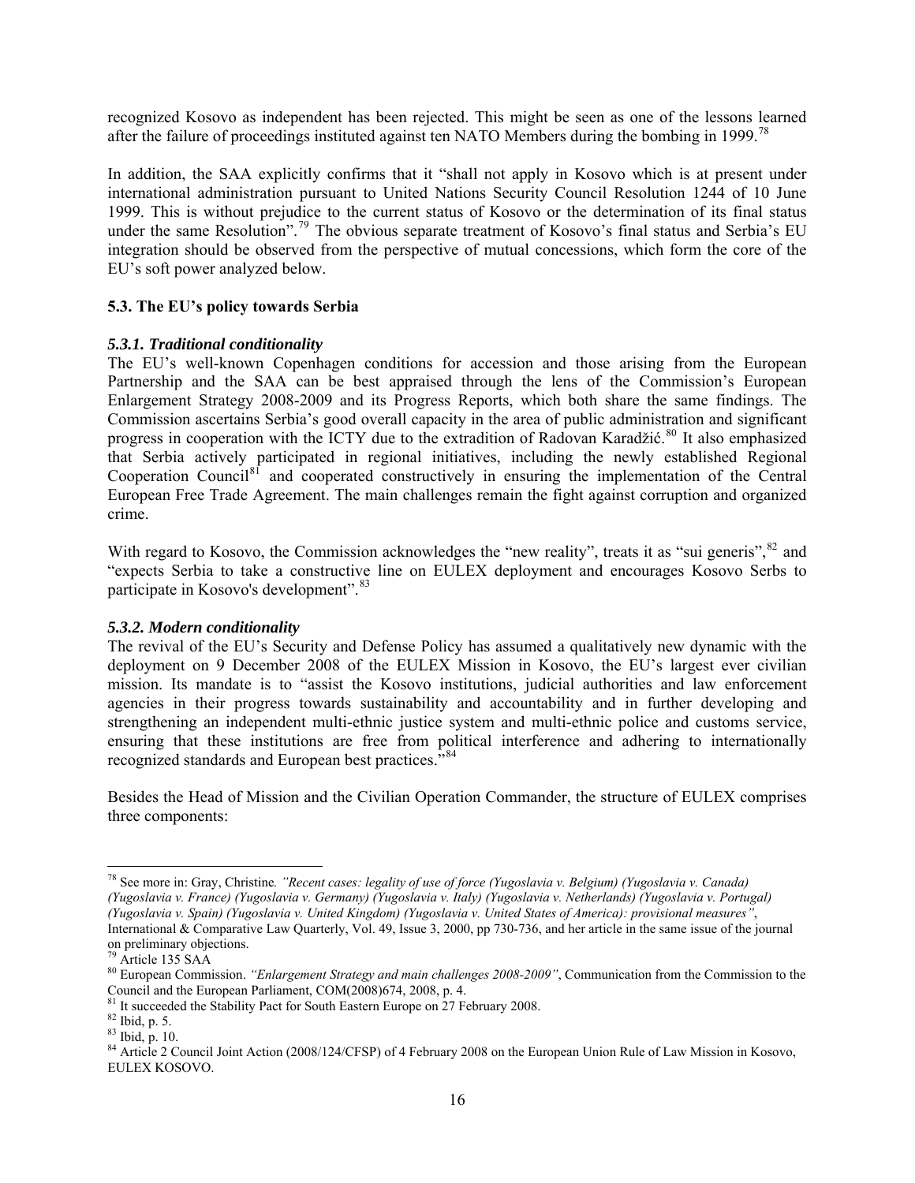recognized Kosovo as independent has been rejected. This might be seen as one of the lessons learned after the failure of proceedings instituted against ten NATO Members during the bombing in 1999.[78]

In addition, the SAA explicitly confirms that it "shall not apply in Kosovo which is at present under international administration pursuant to United Nations Security Council Resolution 1244 of 10 June 1999. This is without prejudice to the current status of Kosovo or the determination of its final status under the same Resolution".[79] The obvious separate treatment of Kosovo's final status and Serbia's EU integration should be observed from the perspective of mutual concessions, which form the core of the EU's soft power analyzed below.

### 5.3. The EU's policy towards Serbia

#### *5.3.1. Traditional conditionality*

The EU's well-known Copenhagen conditions for accession and those arising from the European Partnership and the SAA can be best appraised through the lens of the Commission's European Enlargement Strategy 2008-2009 and its Progress Reports, which both share the same findings. The Commission ascertains Serbia's good overall capacity in the area of public administration and significant progress in cooperation with the ICTY due to the extradition of Radovan Karadžić.[80] It also emphasized that Serbia actively participated in regional initiatives, including the newly established Regional Cooperation Council[81] and cooperated constructively in ensuring the implementation of the Central European Free Trade Agreement. The main challenges remain the fight against corruption and organized crime.

With regard to Kosovo, the Commission acknowledges the "new reality", treats it as "sui generis",[82] and "expects Serbia to take a constructive line on EULEX deployment and encourages Kosovo Serbs to participate in Kosovo's development".[83]

#### *5.3.2. Modern conditionality*

The revival of the EU's Security and Defense Policy has assumed a qualitatively new dynamic with the deployment on 9 December 2008 of the EULEX Mission in Kosovo, the EU's largest ever civilian mission. Its mandate is to "assist the Kosovo institutions, judicial authorities and law enforcement agencies in their progress towards sustainability and accountability and in further developing and strengthening an independent multi-ethnic justice system and multi-ethnic police and customs service, ensuring that these institutions are free from political interference and adhering to internationally recognized standards and European best practices."[84]

Besides the Head of Mission and the Civilian Operation Commander, the structure of EULEX comprises three components:

---

[78] See more in: Gray, Christine. *"Recent cases: legality of use of force (Yugoslavia v. Belgium) (Yugoslavia v. Canada) (Yugoslavia v. France) (Yugoslavia v. Germany) (Yugoslavia v. Italy) (Yugoslavia v. Netherlands) (Yugoslavia v. Portugal) (Yugoslavia v. Spain) (Yugoslavia v. United Kingdom) (Yugoslavia v. United States of America): provisional measures"*, International & Comparative Law Quarterly, Vol. 49, Issue 3, 2000, pp 730-736, and her article in the same issue of the journal on preliminary objections.

[79] Article 135 SAA

[80] European Commission. *"Enlargement Strategy and main challenges 2008-2009"*, Communication from the Commission to the Council and the European Parliament, COM(2008)674, 2008, p. 4.

[81] It succeeded the Stability Pact for South Eastern Europe on 27 February 2008.

[82] Ibid, p. 5.

[83] Ibid, p. 10.

[84] Article 2 Council Joint Action (2008/124/CFSP) of 4 February 2008 on the European Union Rule of Law Mission in Kosovo, EULEX KOSOVO.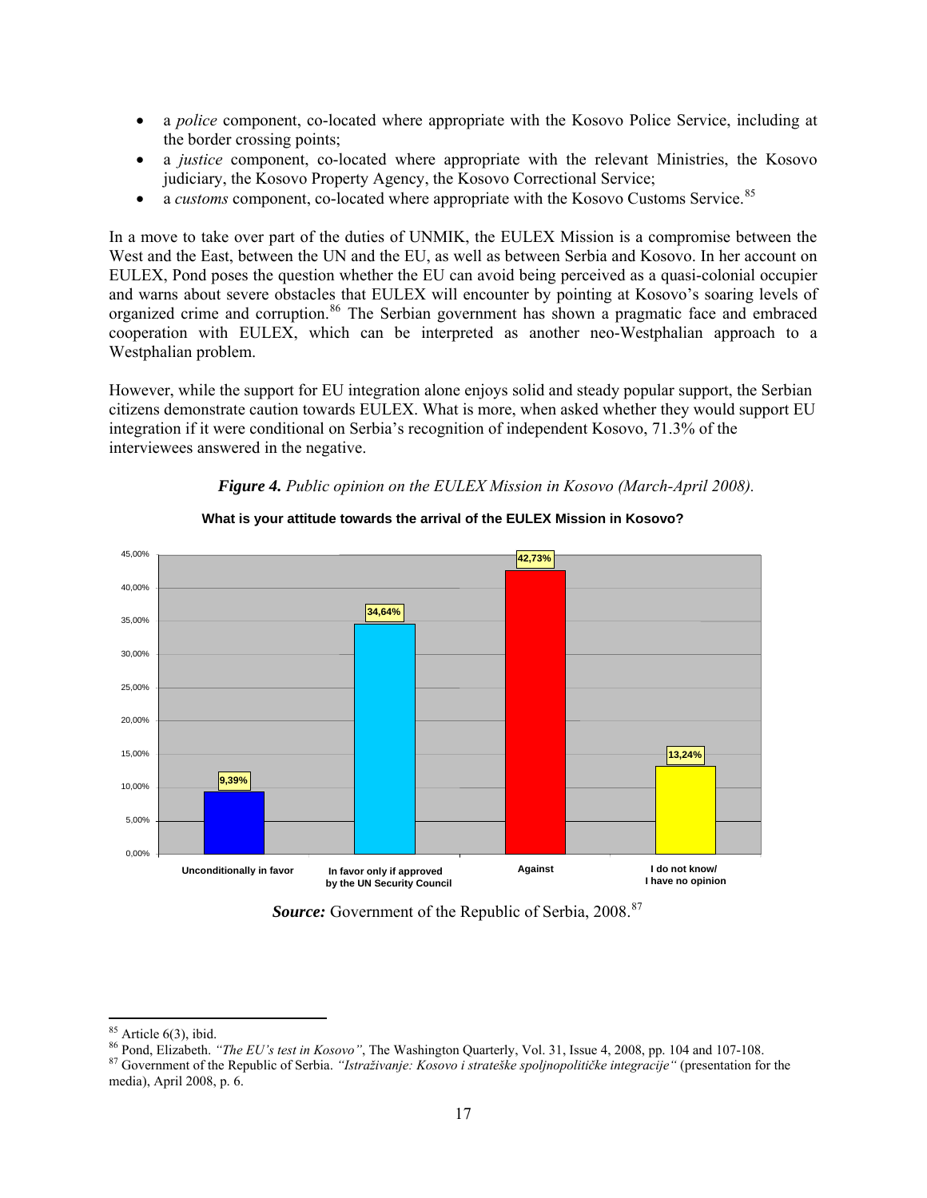- a *police* component, co-located where appropriate with the Kosovo Police Service, including at the border crossing points;
- a *justice* component, co-located where appropriate with the relevant Ministries, the Kosovo judiciary, the Kosovo Property Agency, the Kosovo Correctional Service;
- a *customs* component, co-located where appropriate with the Kosovo Customs Service.[85]

In a move to take over part of the duties of UNMIK, the EULEX Mission is a compromise between the West and the East, between the UN and the EU, as well as between Serbia and Kosovo. In her account on EULEX, Pond poses the question whether the EU can avoid being perceived as a quasi-colonial occupier and warns about severe obstacles that EULEX will encounter by pointing at Kosovo's soaring levels of organized crime and corruption.[86] The Serbian government has shown a pragmatic face and embraced cooperation with EULEX, which can be interpreted as another neo-Westphalian approach to a Westphalian problem.

However, while the support for EU integration alone enjoys solid and steady popular support, the Serbian citizens demonstrate caution towards EULEX. What is more, when asked whether they would support EU integration if it were conditional on Serbia's recognition of independent Kosovo, 71.3% of the interviewees answered in the negative.

***Figure 4.*** *Public opinion on the EULEX Mission in Kosovo (March-April 2008).*

**What is your attitude towards the arrival of the EULEX Mission in Kosovo?**

| Response | Share |
|---|---|
| Unconditionally in favor | 9,39% |
| In favor only if approved by the UN Security Council | 34,64% |
| Against | 42,73% |
| I do not know/ I have no opinion | 13,24% |

***Source:*** Government of the Republic of Serbia, 2008.[87]

---

[85] Article 6(3), ibid.

[86] Pond, Elizabeth. *"The EU's test in Kosovo"*, The Washington Quarterly, Vol. 31, Issue 4, 2008, pp. 104 and 107-108.

[87] Government of the Republic of Serbia. *"Istraživanje: Kosovo i strateške spoljnopolitičke integracije"* (presentation for the media), April 2008, p. 6.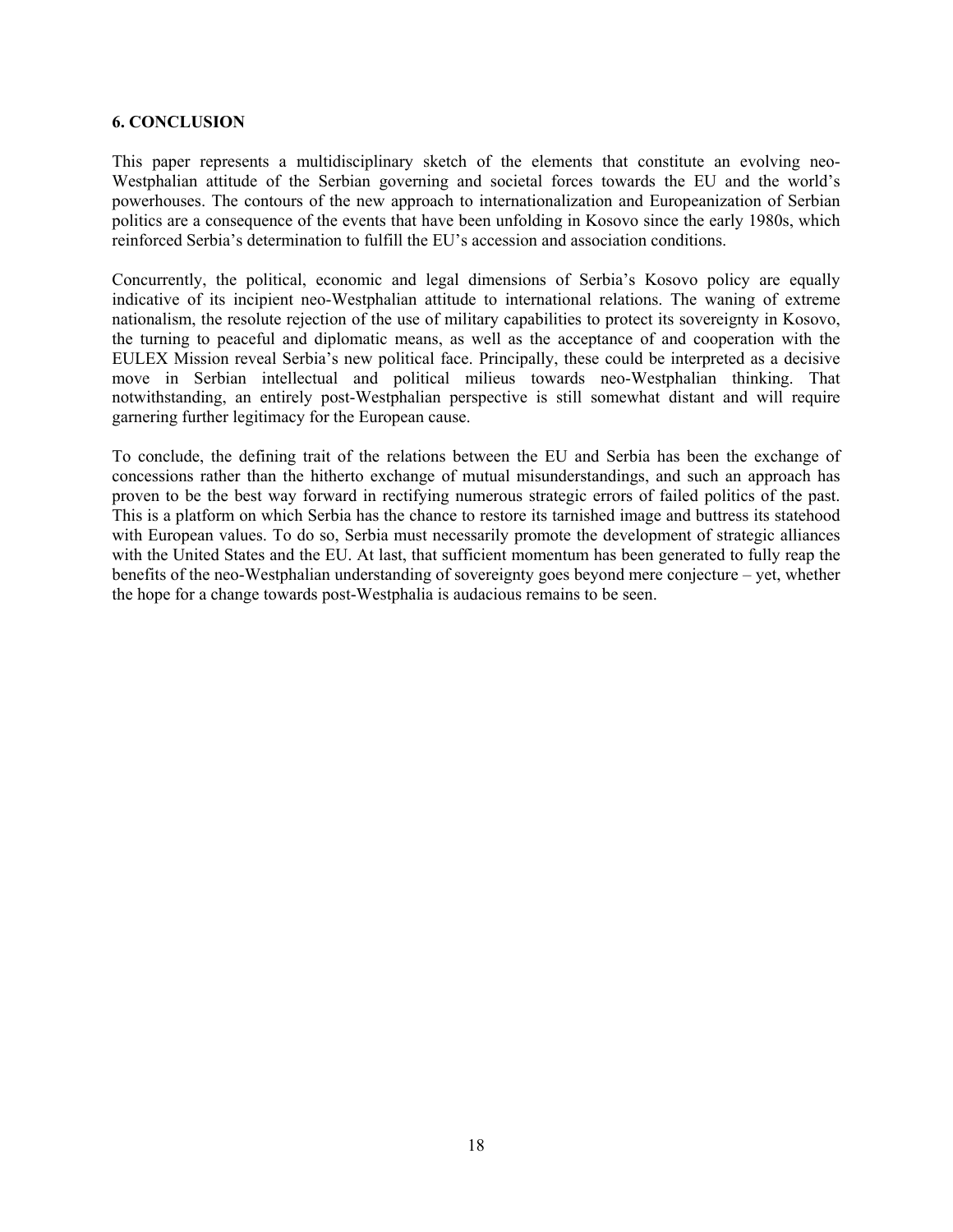## 6. CONCLUSION

This paper represents a multidisciplinary sketch of the elements that constitute an evolving neo-Westphalian attitude of the Serbian governing and societal forces towards the EU and the world's powerhouses. The contours of the new approach to internationalization and Europeanization of Serbian politics are a consequence of the events that have been unfolding in Kosovo since the early 1980s, which reinforced Serbia's determination to fulfill the EU's accession and association conditions.

Concurrently, the political, economic and legal dimensions of Serbia's Kosovo policy are equally indicative of its incipient neo-Westphalian attitude to international relations. The waning of extreme nationalism, the resolute rejection of the use of military capabilities to protect its sovereignty in Kosovo, the turning to peaceful and diplomatic means, as well as the acceptance of and cooperation with the EULEX Mission reveal Serbia's new political face. Principally, these could be interpreted as a decisive move in Serbian intellectual and political milieus towards neo-Westphalian thinking. That notwithstanding, an entirely post-Westphalian perspective is still somewhat distant and will require garnering further legitimacy for the European cause.

To conclude, the defining trait of the relations between the EU and Serbia has been the exchange of concessions rather than the hitherto exchange of mutual misunderstandings, and such an approach has proven to be the best way forward in rectifying numerous strategic errors of failed politics of the past. This is a platform on which Serbia has the chance to restore its tarnished image and buttress its statehood with European values. To do so, Serbia must necessarily promote the development of strategic alliances with the United States and the EU. At last, that sufficient momentum has been generated to fully reap the benefits of the neo-Westphalian understanding of sovereignty goes beyond mere conjecture – yet, whether the hope for a change towards post-Westphalia is audacious remains to be seen.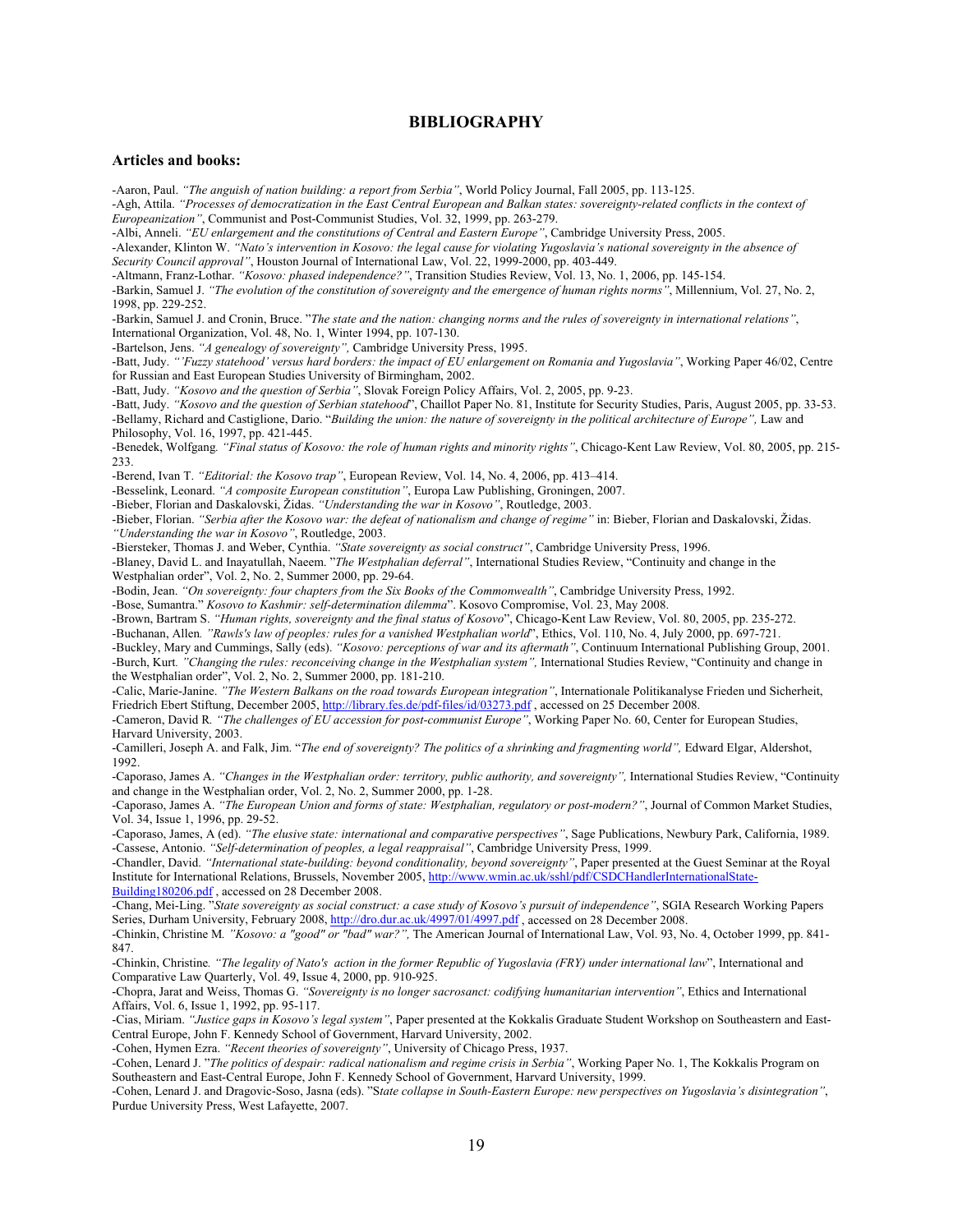## BIBLIOGRAPHY

### Articles and books:

-Aaron, Paul. *"The anguish of nation building: a report from Serbia"*, World Policy Journal, Fall 2005, pp. 113-125.
-Agh, Attila. *"Processes of democratization in the East Central European and Balkan states: sovereignty-related conflicts in the context of Europeanization"*, Communist and Post-Communist Studies, Vol. 32, 1999, pp. 263-279.
-Albi, Anneli. *"EU enlargement and the constitutions of Central and Eastern Europe"*, Cambridge University Press, 2005.
-Alexander, Klinton W. *"Nato's intervention in Kosovo: the legal cause for violating Yugoslavia's national sovereignty in the absence of Security Council approval"*, Houston Journal of International Law, Vol. 22, 1999-2000, pp. 403-449.
-Altmann, Franz-Lothar. *"Kosovo: phased independence?"*, Transition Studies Review, Vol. 13, No. 1, 2006, pp. 145-154.
-Barkin, Samuel J. *"The evolution of the constitution of sovereignty and the emergence of human rights norms"*, Millennium, Vol. 27, No. 2, 1998, pp. 229-252.
-Barkin, Samuel J. and Cronin, Bruce. "*The state and the nation: changing norms and the rules of sovereignty in international relations"*, International Organization, Vol. 48, No. 1, Winter 1994, pp. 107-130.
-Bartelson, Jens. *"A genealogy of sovereignty",* Cambridge University Press, 1995.
-Batt, Judy. *"'Fuzzy statehood' versus hard borders: the impact of EU enlargement on Romania and Yugoslavia"*, Working Paper 46/02, Centre for Russian and East European Studies University of Birmingham, 2002.
-Batt, Judy. *"Kosovo and the question of Serbia"*, Slovak Foreign Policy Affairs, Vol. 2, 2005, pp. 9-23.
-Batt, Judy. *"Kosovo and the question of Serbian statehood*", Chaillot Paper No. 81, Institute for Security Studies, Paris, August 2005, pp. 33-53.
-Bellamy, Richard and Castiglione, Dario. "*Building the union: the nature of sovereignty in the political architecture of Europe",* Law and Philosophy, Vol. 16, 1997, pp. 421-445.
-Benedek, Wolfgang*. "Final status of Kosovo: the role of human rights and minority rights"*, Chicago-Kent Law Review, Vol. 80, 2005, pp. 215-233.
-Berend, Ivan T. *"Editorial: the Kosovo trap"*, European Review, Vol. 14, No. 4, 2006, pp. 413–414.
-Besselink, Leonard. *"A composite European constitution"*, Europa Law Publishing, Groningen, 2007.
-Bieber, Florian and Daskalovski, Židas. *"Understanding the war in Kosovo"*, Routledge, 2003.
-Bieber, Florian. *"Serbia after the Kosovo war: the defeat of nationalism and change of regime"* in: Bieber, Florian and Daskalovski, Židas. *"Understanding the war in Kosovo"*, Routledge, 2003.
-Biersteker, Thomas J. and Weber, Cynthia. *"State sovereignty as social construct"*, Cambridge University Press, 1996.
-Blaney, David L. and Inayatullah, Naeem. "*The Westphalian deferral"*, International Studies Review, "Continuity and change in the Westphalian order", Vol. 2, No. 2, Summer 2000, pp. 29-64.
-Bodin, Jean. *"On sovereignty: four chapters from the Six Books of the Commonwealth"*, Cambridge University Press, 1992.
-Bose, Sumantra." *Kosovo to Kashmir: self-determination dilemma*". Kosovo Compromise, Vol. 23, May 2008.
-Brown, Bartram S. *"Human rights, sovereignty and the final status of Kosovo*", Chicago-Kent Law Review, Vol. 80, 2005, pp. 235-272.
-Buchanan, Allen*. "Rawls's law of peoples: rules for a vanished Westphalian world*", Ethics, Vol. 110, No. 4, July 2000, pp. 697-721.
-Buckley, Mary and Cummings, Sally (eds). *"Kosovo: perceptions of war and its aftermath"*, Continuum International Publishing Group, 2001.
-Burch, Kurt*. "Changing the rules: reconceiving change in the Westphalian system",* International Studies Review, "Continuity and change in the Westphalian order", Vol. 2, No. 2, Summer 2000, pp. 181-210.
-Calic, Marie-Janine. *"The Western Balkans on the road towards European integration"*, Internationale Politikanalyse Frieden und Sicherheit, Friedrich Ebert Stiftung, December 2005, http://library.fes.de/pdf-files/id/03273.pdf , accessed on 25 December 2008.
-Cameron, David R*. "The challenges of EU accession for post-communist Europe"*, Working Paper No. 60, Center for European Studies, Harvard University, 2003.
-Camilleri, Joseph A. and Falk, Jim. "*The end of sovereignty? The politics of a shrinking and fragmenting world",* Edward Elgar, Aldershot, 1992.
-Caporaso, James A. *"Changes in the Westphalian order: territory, public authority, and sovereignty",* International Studies Review, "Continuity and change in the Westphalian order, Vol. 2, No. 2, Summer 2000, pp. 1-28.
-Caporaso, James A. *"The European Union and forms of state: Westphalian, regulatory or post-modern?"*, Journal of Common Market Studies, Vol. 34, Issue 1, 1996, pp. 29-52.
-Caporaso, James, A (ed). *"The elusive state: international and comparative perspectives"*, Sage Publications, Newbury Park, California, 1989.
-Cassese, Antonio. *"Self-determination of peoples, a legal reappraisal"*, Cambridge University Press, 1999.
-Chandler, David. *"International state-building: beyond conditionality, beyond sovereignty"*, Paper presented at the Guest Seminar at the Royal Institute for International Relations, Brussels, November 2005, http://www.wmin.ac.uk/sshl/pdf/CSDCHandlerInternationalState-Building180206.pdf , accessed on 28 December 2008.
-Chang, Mei-Ling. "*State sovereignty as social construct: a case study of Kosovo's pursuit of independence"*, SGIA Research Working Papers Series, Durham University, February 2008, http://dro.dur.ac.uk/4997/01/4997.pdf , accessed on 28 December 2008.
-Chinkin, Christine M*. "Kosovo: a "good" or "bad" war?",* The American Journal of International Law, Vol. 93, No. 4, October 1999, pp. 841-847.
-Chinkin, Christine*. "The legality of Nato's action in the former Republic of Yugoslavia (FRY) under international law*", International and Comparative Law Quarterly, Vol. 49, Issue 4, 2000, pp. 910-925.
-Chopra, Jarat and Weiss, Thomas G. *"Sovereignty is no longer sacrosanct: codifying humanitarian intervention"*, Ethics and International Affairs, Vol. 6, Issue 1, 1992, pp. 95-117.
-Cias, Miriam. *"Justice gaps in Kosovo's legal system"*, Paper presented at the Kokkalis Graduate Student Workshop on Southeastern and East-Central Europe, John F. Kennedy School of Government, Harvard University, 2002.
-Cohen, Hymen Ezra. *"Recent theories of sovereignty"*, University of Chicago Press, 1937.
-Cohen, Lenard J. "*The politics of despair: radical nationalism and regime crisis in Serbia"*, Working Paper No. 1, The Kokkalis Program on Southeastern and East-Central Europe, John F. Kennedy School of Government, Harvard University, 1999.
-Cohen, Lenard J. and Dragovic-Soso, Jasna (eds). "S*tate collapse in South-Eastern Europe: new perspectives on Yugoslavia's disintegration"*, Purdue University Press, West Lafayette, 2007.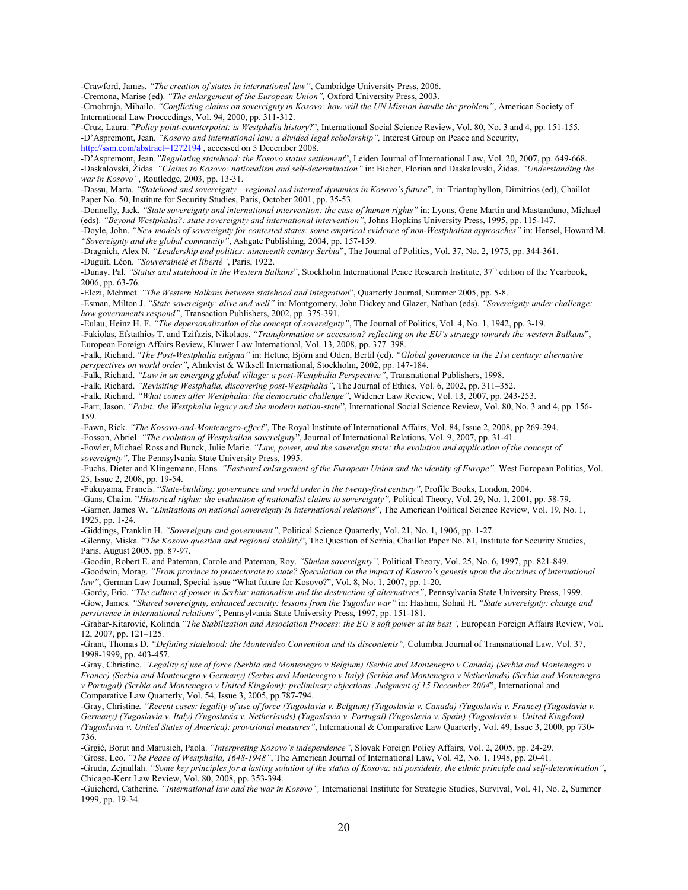-Crawford, James. *"The creation of states in international law"*, Cambridge University Press, 2006.

-Cremona, Marise (ed). *"The enlargement of the European Union",* Oxford University Press, 2003.

-Crnobrnja, Mihailo. *"Conflicting claims on sovereignty in Kosovo: how will the UN Mission handle the problem"*, American Society of International Law Proceedings, Vol. 94, 2000, pp. 311-312.

-Cruz, Laura. "*Policy point-counterpoint: is Westphalia history*?", International Social Science Review, Vol. 80, No. 3 and 4, pp. 151-155.

-D'Aspremont, Jean. *"Kosovo and international law: a divided legal scholarship",* Interest Group on Peace and Security, http://ssrn.com/abstract=1272194 , accessed on 5 December 2008.

-D'Aspremont, Jean*."Regulating statehood: the Kosovo status settlement*", Leiden Journal of International Law, Vol. 20, 2007, pp. 649-668.

-Daskalovski, Židas. *"Claims to Kosovo: nationalism and self-determination"* in: Bieber, Florian and Daskalovski, Židas. *"Understanding the war in Kosovo"*, Routledge, 2003, pp. 13-31.

-Dassu, Marta. *"Statehood and sovereignty – regional and internal dynamics in Kosovo's future*", in: Triantaphyllon, Dimitrios (ed), Chaillot Paper No. 50, Institute for Security Studies, Paris, October 2001, pp. 35-53.

-Donnelly, Jack. *"State sovereignty and international intervention: the case of human rights"* in: Lyons, Gene Martin and Mastanduno, Michael (eds). *"Beyond Westphalia?: state sovereignty and international intervention"*, Johns Hopkins University Press, 1995, pp. 115-147.

-Doyle, John. *"New models of sovereignty for contested states: some empirical evidence of non-Westphalian approaches"* in: Hensel, Howard M. *"Sovereignty and the global community"*, Ashgate Publishing, 2004, pp. 157-159.

-Dragnich, Alex N. *"Leadership and politics: nineteenth century Serbia*", The Journal of Politics, Vol. 37, No. 2, 1975, pp. 344-361.

-Duguit, Léon. *"Souveraineté et liberté"*, Paris, 1922.

-Dunay, Pal. *"Status and statehood in the Western Balkans*", Stockholm International Peace Research Institute, 37th edition of the Yearbook, 2006, pp. 63-76.

-Elezi, Mehmet. *"The Western Balkans between statehood and integration*", Quarterly Journal, Summer 2005, pp. 5-8.

-Esman, Milton J. *"State sovereignty: alive and well"* in: Montgomery, John Dickey and Glazer, Nathan (eds). *"Sovereignty under challenge: how governments respond"*, Transaction Publishers, 2002, pp. 375-391.

-Eulau, Heinz H. F. *"The depersonalization of the concept of sovereignty"*, The Journal of Politics, Vol. 4, No. 1, 1942, pp. 3-19.

-Fakiolas, Efstathios T. and Tzifazis, Nikolaos. *"Transformation or accession? reflecting on the EU's strategy towards the western Balkans*", European Foreign Affairs Review, Kluwer Law International, Vol. 13, 2008, pp. 377–398.

-Falk, Richard. *"The Post-Westphalia enigma"* in: Hettne, Björn and Oden, Bertil (ed). *"Global governance in the 21st century: alternative perspectives on world order"*, Almkvist & Wiksell International, Stockholm, 2002, pp. 147-184.

-Falk, Richard. *"Law in an emerging global village: a post-Westphalia Perspective"*, Transnational Publishers, 1998.

-Falk, Richard. *"Revisiting Westphalia, discovering post-Westphalia"*, The Journal of Ethics, Vol. 6, 2002, pp. 311–352.

-Falk, Richard. *"What comes after Westphalia: the democratic challenge"*, Widener Law Review, Vol. 13, 2007, pp. 243-253.

-Farr, Jason. *"Point: the Westphalia legacy and the modern nation-state*", International Social Science Review, Vol. 80, No. 3 and 4, pp. 156-159.

-Fawn, Rick. *"The Kosovo-and-Montenegro-effect*", The Royal Institute of International Affairs, Vol. 84, Issue 2, 2008, pp 269-294.

-Fosson, Abriel. *"The evolution of Westphalian sovereignty*", Journal of International Relations, Vol. 9, 2007, pp. 31-41.

-Fowler, Michael Ross and Bunck, Julie Marie. *"Law, power, and the sovereign state: the evolution and application of the concept of sovereignty"*, The Pennsylvania State University Press, 1995.

-Fuchs, Dieter and Klingemann, Hans*. "Eastward enlargement of the European Union and the identity of Europe",* West European Politics, Vol. 25, Issue 2, 2008, pp. 19-54.

-Fukuyama, Francis. "*State-building: governance and world order in the twenty-first century"*, Profile Books, London, 2004.

-Gans, Chaim. "*Historical rights: the evaluation of nationalist claims to sovereignty",* Political Theory, Vol. 29, No. 1, 2001, pp. 58-79.

-Garner, James W. "*Limitations on national sovereignty in international relations*", The American Political Science Review, Vol. 19, No. 1, 1925, pp. 1-24.

-Giddings, Franklin H. *"Sovereignty and government"*, Political Science Quarterly, Vol. 21, No. 1, 1906, pp. 1-27.

-Glenny, Miska*.* "*The Kosovo question and regional stability*", The Question of Serbia, Chaillot Paper No. 81, Institute for Security Studies, Paris, August 2005, pp. 87-97.

-Goodin, Robert E. and Pateman, Carole and Pateman, Roy. *"Simian sovereignty",* Political Theory, Vol. 25, No. 6, 1997, pp. 821-849.

-Goodwin, Morag. *"From province to protectorate to state? Speculation on the impact of Kosovo's genesis upon the doctrines of international law"*, German Law Journal, Special issue "What future for Kosovo?", Vol. 8, No. 1, 2007, pp. 1-20.

-Gordy, Eric. *"The culture of power in Serbia: nationalism and the destruction of alternatives"*, Pennsylvania State University Press, 1999.

-Gow, James. *"Shared sovereignty, enhanced security: lessons from the Yugoslav war"* in: Hashmi, Sohail H. *"State sovereignty: change and persistence in international relations"*, Pennsylvania State University Press, 1997, pp. 151-181.

-Grabar-Kitarović, Kolinda*."The Stabilization and Association Process: the EU's soft power at its best"*, European Foreign Affairs Review, Vol. 12, 2007, pp. 121–125.

-Grant, Thomas D. *"Defining statehood: the Montevideo Convention and its discontents",* Columbia Journal of Transnational Law*,* Vol. 37, 1998-1999, pp. 403-457.

-Gray, Christine. *"Legality of use of force (Serbia and Montenegro v Belgium) (Serbia and Montenegro v Canada) (Serbia and Montenegro v France) (Serbia and Montenegro v Germany) (Serbia and Montenegro v Italy) (Serbia and Montenegro v Netherlands) (Serbia and Montenegro v Portugal) (Serbia and Montenegro v United Kingdom): preliminary objections. Judgment of 15 December 2004*", International and Comparative Law Quarterly, Vol. 54, Issue 3, 2005, pp 787-794.

-Gray, Christine*. "Recent cases: legality of use of force (Yugoslavia v. Belgium) (Yugoslavia v. Canada) (Yugoslavia v. France) (Yugoslavia v. Germany) (Yugoslavia v. Italy) (Yugoslavia v. Netherlands) (Yugoslavia v. Portugal) (Yugoslavia v. Spain) (Yugoslavia v. United Kingdom) (Yugoslavia v. United States of America): provisional measures"*, International & Comparative Law Quarterly, Vol. 49, Issue 3, 2000, pp 730-736.

-Grgić, Borut and Marusich, Paola. *"Interpreting Kosovo's independence"*, Slovak Foreign Policy Affairs, Vol. 2, 2005, pp. 24-29.

'Gross, Leo. *"The Peace of Westphalia, 1648-1948"*, The American Journal of International Law, Vol. 42, No. 1, 1948, pp. 20-41.

-Gruda, Zejnullah. *"Some key principles for a lasting solution of the status of Kosova: uti possidetis, the ethnic principle and self-determination"*, Chicago-Kent Law Review, Vol. 80, 2008, pp. 353-394.

-Guicherd, Catherine*. "International law and the war in Kosovo",* International Institute for Strategic Studies, Survival, Vol. 41, No. 2, Summer 1999, pp. 19-34.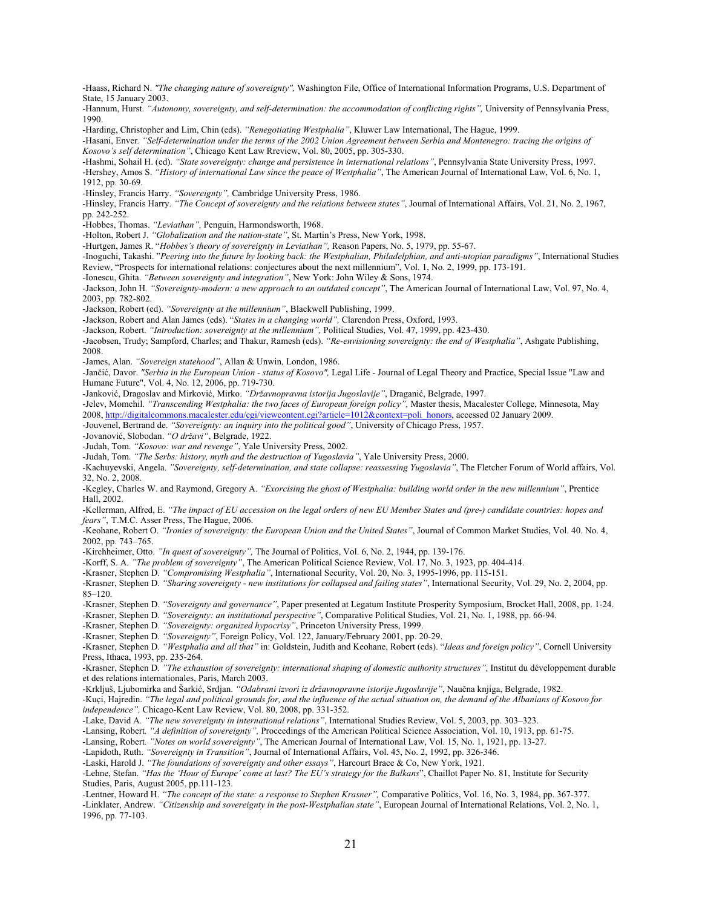-Haass, Richard N. *"The changing nature of sovereignty",* Washington File, Office of International Information Programs, U.S. Department of State, 15 January 2003.

-Hannum, Hurst. *"Autonomy, sovereignty, and self-determination: the accommodation of conflicting rights",* University of Pennsylvania Press, 1990.

-Harding, Christopher and Lim, Chin (eds). *"Renegotiating Westphalia"*, Kluwer Law International, The Hague, 1999.

-Hasani, Enver. *"Self-determination under the terms of the 2002 Union Agreement between Serbia and Montenegro: tracing the origins of Kosovo's self determination"*, Chicago Kent Law Rreview, Vol. 80, 2005, pp. 305-330.

-Hashmi, Sohail H. (ed). *"State sovereignty: change and persistence in international relations"*, Pennsylvania State University Press, 1997.

-Hershey, Amos S. *"History of international Law since the peace of Westphalia"*, The American Journal of International Law, Vol. 6, No. 1, 1912, pp. 30-69.

-Hinsley, Francis Harry. *"Sovereignty",* Cambridge University Press, 1986.

-Hinsley, Francis Harry. *"The Concept of sovereignty and the relations between states"*, Journal of International Affairs, Vol. 21, No. 2, 1967, pp. 242-252.

-Hobbes, Thomas. *"Leviathan",* Penguin, Harmondsworth, 1968.

-Holton, Robert J. *"Globalization and the nation-state"*, St. Martin's Press, New York, 1998.

-Hurtgen, James R. "*Hobbes's theory of sovereignty in Leviathan",* Reason Papers, No. 5, 1979, pp. 55-67.

-Inoguchi, Takashi. "*Peering into the future by looking back: the Westphalian, Philadelphian, and anti-utopian paradigms"*, International Studies Review, "Prospects for international relations: conjectures about the next millennium", Vol. 1, No. 2, 1999, pp. 173-191.

-Ionescu, Ghita. *"Between sovereignty and integration"*, New York: John Wiley & Sons, 1974.

-Jackson, John H. *"Sovereignty-modern: a new approach to an outdated concept"*, The American Journal of International Law, Vol. 97, No. 4, 2003, pp. 782-802.

-Jackson, Robert (ed). *"Sovereignty at the millennium"*, Blackwell Publishing, 1999.

-Jackson, Robert and Alan James (eds). "*States in a changing world",* Clarendon Press, Oxford, 1993.

-Jackson, Robert. *"Introduction: sovereignty at the millennium",* Political Studies, Vol. 47, 1999, pp. 423-430.

-Jacobsen, Trudy; Sampford, Charles; and Thakur, Ramesh (eds). *"Re-envisioning sovereignty: the end of Westphalia"*, Ashgate Publishing, 2008.

-James, Alan. *"Sovereign statehood"*, Allan & Unwin, London, 1986.

-Jančić, Davor. *"Serbia in the European Union - status of Kosovo",* Legal Life - Journal of Legal Theory and Practice, Special Issue "Law and Humane Future", Vol. 4, No. 12, 2006, pp. 719-730.

-Janković, Dragoslav and Mirković, Mirko. *"Državnopravna istorija Jugoslavije"*, Draganić, Belgrade, 1997.

-Jelev, Momchil. *"Transcending Westphalia: the two faces of European foreign policy",* Master thesis, Macalester College, Minnesota, May 2008, http://digitalcommons.macalester.edu/cgi/viewcontent.cgi?article=1012&context=poli_honors, accessed 02 January 2009.

-Jouvenel, Bertrand de. *"Sovereignty: an inquiry into the political good"*, University of Chicago Press, 1957.

-Jovanović, Slobodan. *"O državi"*, Belgrade, 1922.

-Judah, Tom. *"Kosovo: war and revenge"*, Yale University Press, 2002.

-Judah, Tom. *"The Serbs: history, myth and the destruction of Yugoslavia"*, Yale University Press, 2000.

-Kachuyevski, Angela. *"Sovereignty, self-determination, and state collapse: reassessing Yugoslavia"*, The Fletcher Forum of World affairs, Vol. 32, No. 2, 2008.

-Kegley, Charles W. and Raymond, Gregory A. *"Exorcising the ghost of Westphalia: building world order in the new millennium"*, Prentice Hall, 2002.

-Kellerman, Alfred, E. *"The impact of EU accession on the legal orders of new EU Member States and (pre-) candidate countries: hopes and fears"*, T.M.C. Asser Press, The Hague, 2006.

-Keohane, Robert O. *"Ironies of sovereignty: the European Union and the United States"*, Journal of Common Market Studies, Vol. 40. No. 4, 2002, pp. 743–765.

-Kirchheimer, Otto. *"In quest of sovereignty",* The Journal of Politics, Vol. 6, No. 2, 1944, pp. 139-176.

-Korff, S. A. *"The problem of sovereignty"*, The American Political Science Review, Vol. 17, No. 3, 1923, pp. 404-414.

-Krasner, Stephen D. *"Compromising Westphalia"*, International Security, Vol. 20, No. 3, 1995-1996, pp. 115-151.

-Krasner, Stephen D. *"Sharing sovereignty - new institutions for collapsed and failing states"*, International Security, Vol. 29, No. 2, 2004, pp. 85–120.

-Krasner, Stephen D. *"Sovereignty and governance"*, Paper presented at Legatum Institute Prosperity Symposium, Brocket Hall, 2008, pp. 1-24.

-Krasner, Stephen D. *"Sovereignty: an institutional perspective"*, Comparative Political Studies, Vol. 21, No. 1, 1988, pp. 66-94.

-Krasner, Stephen D. *"Sovereignty: organized hypocrisy"*, Princeton University Press, 1999.

-Krasner, Stephen D. *"Sovereignty"*, Foreign Policy, Vol. 122, January/February 2001, pp. 20-29.

-Krasner, Stephen D. *"Westphalia and all that"* in: Goldstein, Judith and Keohane, Robert (eds). "*Ideas and foreign policy"*, Cornell University Press, Ithaca, 1993, pp. 235-264.

-Krasner, Stephen D. *"The exhaustion of sovereignty: international shaping of domestic authority structures",* Institut du développement durable et des relations internationales, Paris, March 2003.

-Krkljuš, Ljubomirka and Šarkić, Srdjan. *"Odabrani izvori iz državnopravne istorije Jugoslavije"*, Naučna knjiga, Belgrade, 1982.

-Kuçi, Hajredin. *"The legal and political grounds for, and the influence of the actual situation on, the demand of the Albanians of Kosovo for independence",* Chicago-Kent Law Review, Vol. 80, 2008, pp. 331-352.

-Lake, David A. *"The new sovereignty in international relations"*, International Studies Review, Vol. 5, 2003, pp. 303–323.

-Lansing, Robert. *"A definition of sovereignty",* Proceedings of the American Political Science Association, Vol. 10, 1913, pp. 61-75.

-Lansing, Robert. *"Notes on world sovereignty"*, The American Journal of International Law, Vol. 15, No. 1, 1921, pp. 13-27.

-Lapidoth, Ruth. *"Sovereignty in Transition"*, Journal of International Affairs, Vol. 45, No. 2, 1992, pp. 326-346.

-Laski, Harold J. *"The foundations of sovereignty and other essays"*, Harcourt Brace & Co, New York, 1921.

-Lehne, Stefan. *"Has the 'Hour of Europe' come at last? The EU's strategy for the Balkans*", Chaillot Paper No. 81, Institute for Security Studies, Paris, August 2005, pp.111-123.

-Lentner, Howard H. *"The concept of the state: a response to Stephen Krasner",* Comparative Politics, Vol. 16, No. 3, 1984, pp. 367-377.

-Linklater, Andrew. *"Citizenship and sovereignty in the post-Westphalian state"*, European Journal of International Relations, Vol. 2, No. 1, 1996, pp. 77-103.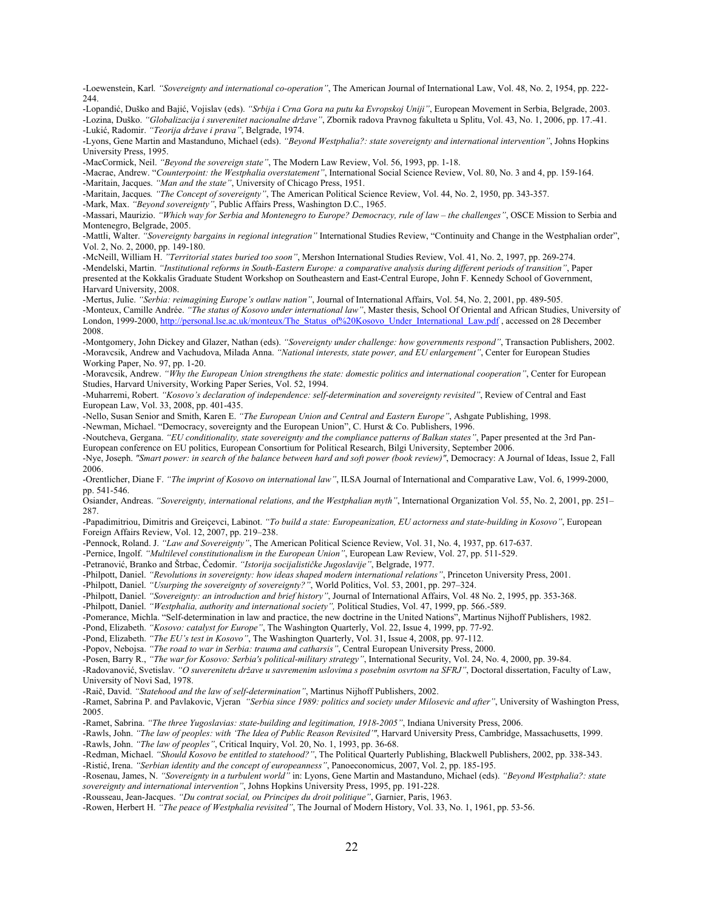-Loewenstein, Karl. *"Sovereignty and international co-operation"*, The American Journal of International Law, Vol. 48, No. 2, 1954, pp. 222-244.

-Lopandić, Duško and Bajić, Vojislav (eds). *"Srbija i Crna Gora na putu ka Evropskoj Uniji"*, European Movement in Serbia, Belgrade, 2003.

-Lozina, Duško. *"Globalizacija i suverenitet nacionalne države"*, Zbornik radova Pravnog fakulteta u Splitu, Vol. 43, No. 1, 2006, pp. 17.-41.

-Lukić, Radomir. *"Teorija države i prava"*, Belgrade, 1974.

-Lyons, Gene Martin and Mastanduno, Michael (eds). *"Beyond Westphalia?: state sovereignty and international intervention"*, Johns Hopkins University Press, 1995.

-MacCormick, Neil. *"Beyond the sovereign state"*, The Modern Law Review, Vol. 56, 1993, pp. 1-18.

-Macrae, Andrew. "*Counterpoint: the Westphalia overstatement"*, International Social Science Review, Vol. 80, No. 3 and 4, pp. 159-164.

-Maritain, Jacques. *"Man and the state"*, University of Chicago Press, 1951.

-Maritain, Jacques*. "The Concept of sovereignty"*, The American Political Science Review, Vol. 44, No. 2, 1950, pp. 343-357.

-Mark, Max. *"Beyond sovereignty"*, Public Affairs Press, Washington D.C., 1965.

-Massari, Maurizio. *"Which way for Serbia and Montenegro to Europe? Democracy, rule of law – the challenges"*, OSCE Mission to Serbia and Montenegro, Belgrade, 2005.

-Mattli, Walter. *"Sovereignty bargains in regional integration"* International Studies Review, "Continuity and Change in the Westphalian order", Vol. 2, No. 2, 2000, pp. 149-180.

-McNeill, William H. *"Territorial states buried too soon"*, Mershon International Studies Review, Vol. 41, No. 2, 1997, pp. 269-274.

-Mendelski, Martin. *"Institutional reforms in South-Eastern Europe: a comparative analysis during different periods of transition"*, Paper presented at the Kokkalis Graduate Student Workshop on Southeastern and East-Central Europe, John F. Kennedy School of Government, Harvard University, 2008.

-Mertus, Julie. *"Serbia: reimagining Europe's outlaw nation"*, Journal of International Affairs, Vol. 54, No. 2, 2001, pp. 489-505.

-Monteux, Camille Andrée. *"The status of Kosovo under international law"*, Master thesis, School Of Oriental and African Studies, University of London, 1999-2000, http://personal.lse.ac.uk/monteux/The_Status_of%20Kosovo_Under_International_Law.pdf , accessed on 28 December 2008.

-Montgomery, John Dickey and Glazer, Nathan (eds). *"Sovereignty under challenge: how governments respond"*, Transaction Publishers, 2002.

-Moravcsik, Andrew and Vachudova, Milada Anna. *"National interests, state power, and EU enlargement"*, Center for European Studies Working Paper, No. 97, pp. 1-20.

-Moravcsik, Andrew. *"Why the European Union strengthens the state: domestic politics and international cooperation"*, Center for European Studies, Harvard University, Working Paper Series, Vol. 52, 1994.

-Muharremi, Robert. *"Kosovo's declaration of independence: self-determination and sovereignty revisited"*, Review of Central and East European Law, Vol. 33, 2008, pp. 401-435.

-Nello, Susan Senior and Smith, Karen E. *"The European Union and Central and Eastern Europe"*, Ashgate Publishing, 1998.

-Newman, Michael. "Democracy, sovereignty and the European Union", C. Hurst & Co. Publishers, 1996.

-Noutcheva, Gergana. *"EU conditionality, state sovereignty and the compliance patterns of Balkan states"*, Paper presented at the 3rd Pan-European conference on EU politics, European Consortium for Political Research, Bilgi University, September 2006.

-Nye, Joseph. *"Smart power: in search of the balance between hard and soft power (book review)"*, Democracy: A Journal of Ideas, Issue 2, Fall 2006.

-Orentlicher, Diane F. *"The imprint of Kosovo on international law"*, ILSA Journal of International and Comparative Law, Vol. 6, 1999-2000, pp. 541-546.

Osiander, Andreas. *"Sovereignty, international relations, and the Westphalian myth"*, International Organization Vol. 55, No. 2, 2001, pp. 251–287.

-Papadimitriou, Dimitris and Greiçevci, Labinot. *"To build a state: Europeanization, EU actorness and state-building in Kosovo"*, European Foreign Affairs Review, Vol. 12, 2007, pp. 219–238.

-Pennock, Roland. J. *"Law and Sovereignty"*, The American Political Science Review, Vol. 31, No. 4, 1937, pp. 617-637.

-Pernice, Ingolf. *"Multilevel constitutionalism in the European Union"*, European Law Review, Vol. 27, pp. 511-529.

-Petranović, Branko and Štrbac, Čedomir. *"Istorija socijalističke Jugoslavije"*, Belgrade, 1977.

-Philpott, Daniel. *"Revolutions in sovereignty: how ideas shaped modern international relations"*, Princeton University Press, 2001.

-Philpott, Daniel. *"Usurping the sovereignty of sovereignty?"*, World Politics, Vol. 53, 2001, pp. 297–324.

-Philpott, Daniel. *"Sovereignty: an introduction and brief history"*, Journal of International Affairs, Vol. 48 No. 2, 1995, pp. 353-368.

-Philpott, Daniel. *"Westphalia, authority and international society",* Political Studies, Vol. 47, 1999, pp. 566.-589.

-Pomerance, Michla. "Self-determination in law and practice, the new doctrine in the United Nations", Martinus Nijhoff Publishers, 1982.

-Pond, Elizabeth. *"Kosovo: catalyst for Europe"*, The Washington Quarterly, Vol. 22, Issue 4, 1999, pp. 77-92.

-Pond, Elizabeth. *"The EU's test in Kosovo"*, The Washington Quarterly, Vol. 31, Issue 4, 2008, pp. 97-112.

-Popov, Nebojsa. *"The road to war in Serbia: trauma and catharsis"*, Central European University Press, 2000.

-Posen, Barry R., *"The war for Kosovo: Serbia's political-military strategy"*, International Security, Vol. 24, No. 4, 2000, pp. 39-84.

-Radovanović, Svetislav. *"O suverenitetu države u savremenim uslovima s posebnim osvrtom na SFRJ"*, Doctoral dissertation, Faculty of Law, University of Novi Sad, 1978.

-Raič, David. *"Statehood and the law of self-determination"*, Martinus Nijhoff Publishers, 2002.

-Ramet, Sabrina P. and Pavlakovic, Vjeran *"Serbia since 1989: politics and society under Milosevic and after"*, University of Washington Press, 2005.

-Ramet, Sabrina. *"The three Yugoslavias: state-building and legitimation, 1918-2005"*, Indiana University Press, 2006.

-Rawls, John. *"The law of peoples: with 'The Idea of Public Reason Revisited'"*, Harvard University Press, Cambridge, Massachusetts, 1999.

-Rawls, John. *"The law of peoples"*, Critical Inquiry, Vol. 20, No. 1, 1993, pp. 36-68.

-Redman, Michael. *"Should Kosovo be entitled to statehood?"*, The Political Quarterly Publishing, Blackwell Publishers, 2002, pp. 338-343.

-Ristić, Irena. *"Serbian identity and the concept of europeanness"*, Panoeconomicus, 2007, Vol. 2, pp. 185-195.

-Rosenau, James, N. *"Sovereignty in a turbulent world"* in: Lyons, Gene Martin and Mastanduno, Michael (eds). *"Beyond Westphalia?: state sovereignty and international intervention"*, Johns Hopkins University Press, 1995, pp. 191-228.

-Rousseau, Jean-Jacques. *"Du contrat social, ou Principes du droit politique"*, Garnier, Paris, 1963.

-Rowen, Herbert H. *"The peace of Westphalia revisited"*, The Journal of Modern History, Vol. 33, No. 1, 1961, pp. 53-56.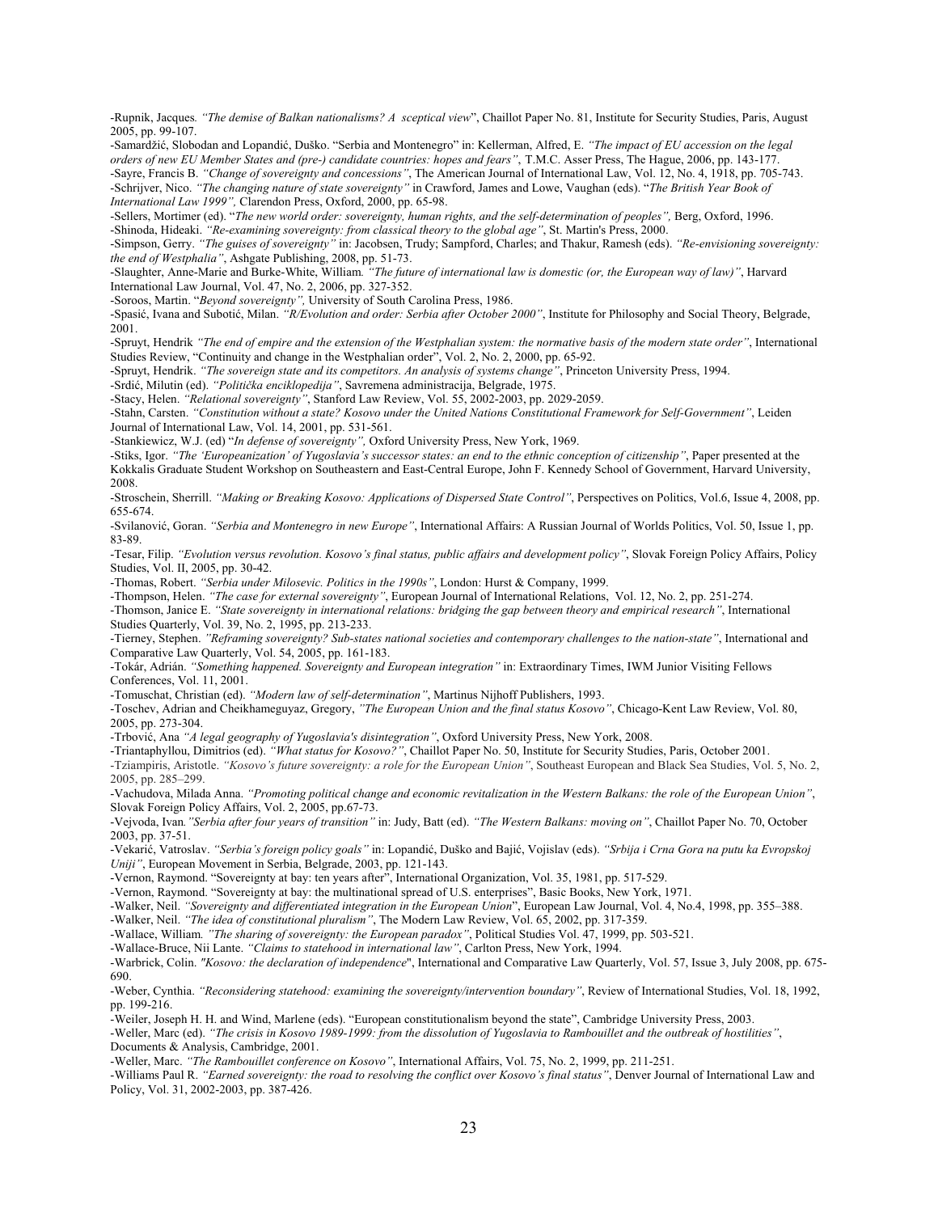-Rupnik, Jacques. *"The demise of Balkan nationalisms? A sceptical view*", Chaillot Paper No. 81, Institute for Security Studies, Paris, August 2005, pp. 99-107.

-Samardžić, Slobodan and Lopandić, Duško. "Serbia and Montenegro" in: Kellerman, Alfred, E. *"The impact of EU accession on the legal orders of new EU Member States and (pre-) candidate countries: hopes and fears"*, T.M.C. Asser Press, The Hague, 2006, pp. 143-177.

-Sayre, Francis B. *"Change of sovereignty and concessions"*, The American Journal of International Law, Vol. 12, No. 4, 1918, pp. 705-743.

-Schrijver, Nico. *"The changing nature of state sovereignty"* in Crawford, James and Lowe, Vaughan (eds). "*The British Year Book of International Law 1999",* Clarendon Press, Oxford, 2000, pp. 65-98.

-Sellers, Mortimer (ed). "*The new world order: sovereignty, human rights, and the self-determination of peoples",* Berg, Oxford, 1996.

-Shinoda, Hideaki. *"Re-examining sovereignty: from classical theory to the global age"*, St. Martin's Press, 2000.

-Simpson, Gerry. *"The guises of sovereignty"* in: Jacobsen, Trudy; Sampford, Charles; and Thakur, Ramesh (eds). *"Re-envisioning sovereignty: the end of Westphalia"*, Ashgate Publishing, 2008, pp. 51-73.

-Slaughter, Anne-Marie and Burke-White, William. *"The future of international law is domestic (or, the European way of law)"*, Harvard International Law Journal, Vol. 47, No. 2, 2006, pp. 327-352.

-Soroos, Martin. "*Beyond sovereignty",* University of South Carolina Press, 1986.

-Spasić, Ivana and Subotić, Milan. *"R/Evolution and order: Serbia after October 2000"*, Institute for Philosophy and Social Theory, Belgrade, 2001.

-Spruyt, Hendrik *"The end of empire and the extension of the Westphalian system: the normative basis of the modern state order"*, International Studies Review, "Continuity and change in the Westphalian order", Vol. 2, No. 2, 2000, pp. 65-92.

-Spruyt, Hendrik. *"The sovereign state and its competitors. An analysis of systems change"*, Princeton University Press, 1994.

-Srdić, Milutin (ed). *"Politička enciklopedija"*, Savremena administracija, Belgrade, 1975.

-Stacy, Helen. *"Relational sovereignty"*, Stanford Law Review, Vol. 55, 2002-2003, pp. 2029-2059.

-Stahn, Carsten. *"Constitution without a state? Kosovo under the United Nations Constitutional Framework for Self-Government"*, Leiden Journal of International Law, Vol. 14, 2001, pp. 531-561.

-Stankiewicz, W.J. (ed) "*In defense of sovereignty",* Oxford University Press, New York, 1969.

-Stiks, Igor. *"The 'Europeanization' of Yugoslavia's successor states: an end to the ethnic conception of citizenship"*, Paper presented at the Kokkalis Graduate Student Workshop on Southeastern and East-Central Europe, John F. Kennedy School of Government, Harvard University, 2008.

-Stroschein, Sherrill. *"Making or Breaking Kosovo: Applications of Dispersed State Control"*, Perspectives on Politics, Vol.6, Issue 4, 2008, pp. 655-674.

-Svilanović, Goran. *"Serbia and Montenegro in new Europe"*, International Affairs: A Russian Journal of Worlds Politics, Vol. 50, Issue 1, pp. 83-89.

-Tesar, Filip. *"Evolution versus revolution. Kosovo's final status, public affairs and development policy"*, Slovak Foreign Policy Affairs, Policy Studies, Vol. II, 2005, pp. 30-42.

-Thomas, Robert. *"Serbia under Milosevic. Politics in the 1990s"*, London: Hurst & Company, 1999.

-Thompson, Helen. *"The case for external sovereignty"*, European Journal of International Relations, Vol. 12, No. 2, pp. 251-274.

-Thomson, Janice E. *"State sovereignty in international relations: bridging the gap between theory and empirical research"*, International Studies Quarterly, Vol. 39, No. 2, 1995, pp. 213-233.

-Tierney, Stephen. *"Reframing sovereignty? Sub-states national societies and contemporary challenges to the nation-state"*, International and Comparative Law Quarterly, Vol. 54, 2005, pp. 161-183.

-Tokár, Adrián. *"Something happened. Sovereignty and European integration"* in: Extraordinary Times, IWM Junior Visiting Fellows Conferences, Vol. 11, 2001.

-Tomuschat, Christian (ed). *"Modern law of self-determination"*, Martinus Nijhoff Publishers, 1993.

-Toschev, Adrian and Cheikhameguyaz, Gregory, *"The European Union and the final status Kosovo"*, Chicago-Kent Law Review, Vol. 80, 2005, pp. 273-304.

-Trbović, Ana *"A legal geography of Yugoslavia's disintegration"*, Oxford University Press, New York, 2008.

-Triantaphyllou, Dimitrios (ed). *"What status for Kosovo?"*, Chaillot Paper No. 50, Institute for Security Studies, Paris, October 2001.

-Tziampiris, Aristotle. *"Kosovo's future sovereignty: a role for the European Union"*, Southeast European and Black Sea Studies, Vol. 5, No. 2, 2005, pp. 285–299.

-Vachudova, Milada Anna. *"Promoting political change and economic revitalization in the Western Balkans: the role of the European Union"*, Slovak Foreign Policy Affairs, Vol. 2, 2005, pp.67-73.

-Vejvoda, Ivan. *"Serbia after four years of transition"* in: Judy, Batt (ed). *"The Western Balkans: moving on"*, Chaillot Paper No. 70, October 2003, pp. 37-51.

-Vekarić, Vatroslav. *"Serbia's foreign policy goals"* in: Lopandić, Duško and Bajić, Vojislav (eds). *"Srbija i Crna Gora na putu ka Evropskoj Uniji"*, European Movement in Serbia, Belgrade, 2003, pp. 121-143.

-Vernon, Raymond. "Sovereignty at bay: ten years after", International Organization, Vol. 35, 1981, pp. 517-529.

-Vernon, Raymond. "Sovereignty at bay: the multinational spread of U.S. enterprises", Basic Books, New York, 1971.

-Walker, Neil. *"Sovereignty and differentiated integration in the European Union*", European Law Journal, Vol. 4, No.4, 1998, pp. 355–388.

-Walker, Neil. *"The idea of constitutional pluralism"*, The Modern Law Review, Vol. 65, 2002, pp. 317-359.

-Wallace, William. *"The sharing of sovereignty: the European paradox"*, Political Studies Vol. 47, 1999, pp. 503-521.

-Wallace-Bruce, Nii Lante. *"Claims to statehood in international law"*, Carlton Press, New York, 1994.

-Warbrick, Colin. *"Kosovo: the declaration of independence*", International and Comparative Law Quarterly, Vol. 57, Issue 3, July 2008, pp. 675-690.

-Weber, Cynthia. *"Reconsidering statehood: examining the sovereignty/intervention boundary"*, Review of International Studies, Vol. 18, 1992, pp. 199-216.

-Weiler, Joseph H. H. and Wind, Marlene (eds). "European constitutionalism beyond the state", Cambridge University Press, 2003.

-Weller, Marc (ed). *"The crisis in Kosovo 1989-1999: from the dissolution of Yugoslavia to Rambouillet and the outbreak of hostilities"*, Documents & Analysis, Cambridge, 2001.

-Weller, Marc. *"The Rambouillet conference on Kosovo"*, International Affairs, Vol. 75, No. 2, 1999, pp. 211-251.

-Williams Paul R. *"Earned sovereignty: the road to resolving the conflict over Kosovo's final status"*, Denver Journal of International Law and Policy, Vol. 31, 2002-2003, pp. 387-426.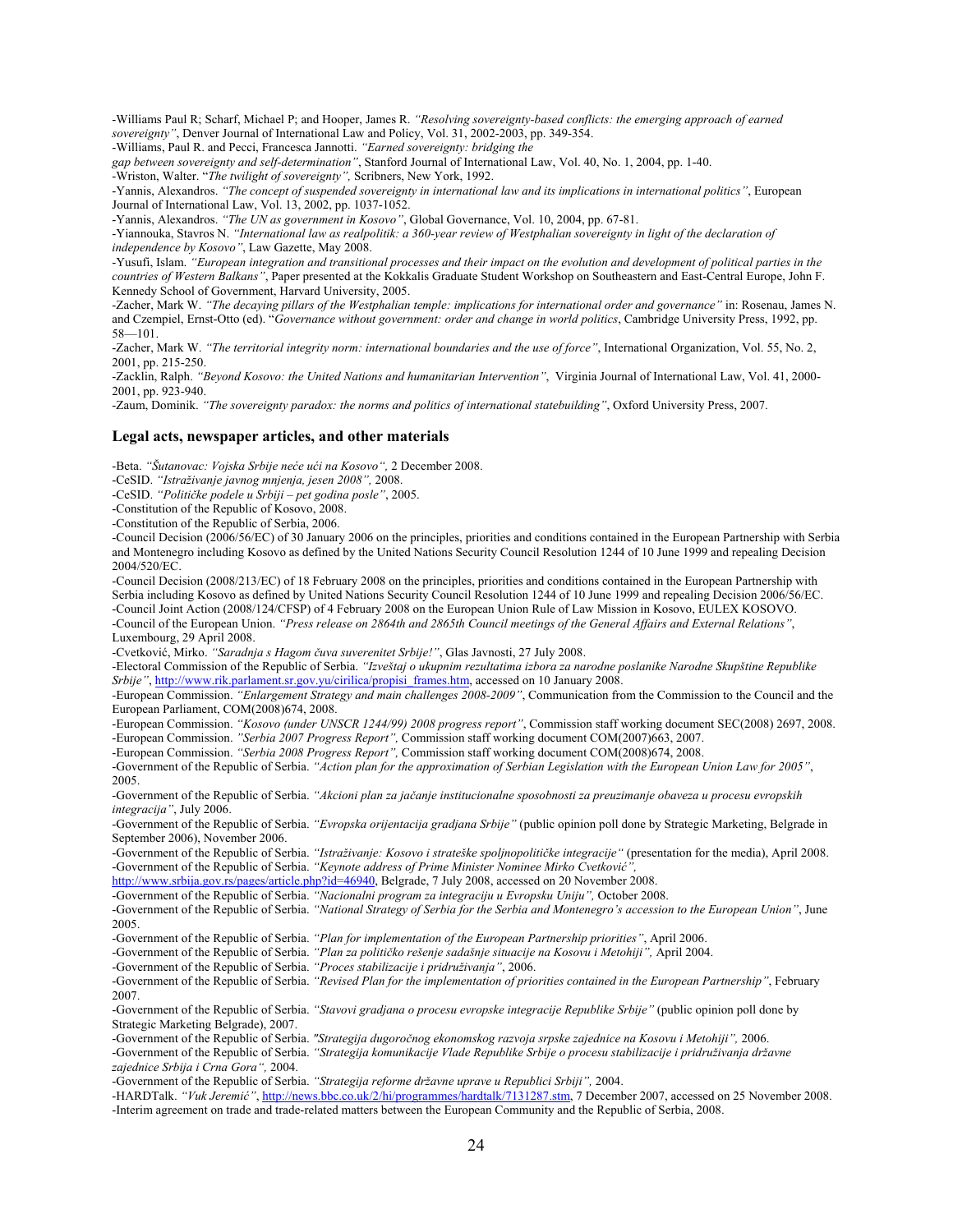-Williams Paul R; Scharf, Michael P; and Hooper, James R. *"Resolving sovereignty-based conflicts: the emerging approach of earned sovereignty"*, Denver Journal of International Law and Policy, Vol. 31, 2002-2003, pp. 349-354.

-Williams, Paul R. and Pecci, Francesca Jannotti. *"Earned sovereignty: bridging the gap between sovereignty and self-determination"*, Stanford Journal of International Law, Vol. 40, No. 1, 2004, pp. 1-40.

-Wriston, Walter. "*The twilight of sovereignty",* Scribners, New York, 1992.

-Yannis, Alexandros. *"The concept of suspended sovereignty in international law and its implications in international politics"*, European Journal of International Law, Vol. 13, 2002, pp. 1037-1052.

-Yannis, Alexandros. *"The UN as government in Kosovo"*, Global Governance, Vol. 10, 2004, pp. 67-81.

-Yiannouka, Stavros N. *"International law as realpolitik: a 360-year review of Westphalian sovereignty in light of the declaration of independence by Kosovo"*, Law Gazette, May 2008.

-Yusufi, Islam. *"European integration and transitional processes and their impact on the evolution and development of political parties in the countries of Western Balkans"*, Paper presented at the Kokkalis Graduate Student Workshop on Southeastern and East-Central Europe, John F. Kennedy School of Government, Harvard University, 2005.

-Zacher, Mark W. *"The decaying pillars of the Westphalian temple: implications for international order and governance"* in: Rosenau, James N. and Czempiel, Ernst-Otto (ed). "*Governance without government: order and change in world politics*, Cambridge University Press, 1992, pp. 58—101.

-Zacher, Mark W. *"The territorial integrity norm: international boundaries and the use of force"*, International Organization, Vol. 55, No. 2, 2001, pp. 215-250.

-Zacklin, Ralph. *"Beyond Kosovo: the United Nations and humanitarian Intervention"*, Virginia Journal of International Law, Vol. 41, 2000-2001, pp. 923-940.

-Zaum, Dominik. *"The sovereignty paradox: the norms and politics of international statebuilding"*, Oxford University Press, 2007.

## Legal acts, newspaper articles, and other materials

-Beta. *"Šutanovac: Vojska Srbije neće ući na Kosovo",* 2 December 2008.

-CeSID. *"Istraživanje javnog mnjenja, jesen 2008",* 2008.

-CeSID. *"Političke podele u Srbiji – pet godina posle"*, 2005.

-Constitution of the Republic of Kosovo, 2008.

-Constitution of the Republic of Serbia, 2006.

-Council Decision (2006/56/EC) of 30 January 2006 on the principles, priorities and conditions contained in the European Partnership with Serbia and Montenegro including Kosovo as defined by the United Nations Security Council Resolution 1244 of 10 June 1999 and repealing Decision 2004/520/EC.

-Council Decision (2008/213/EC) of 18 February 2008 on the principles, priorities and conditions contained in the European Partnership with Serbia including Kosovo as defined by United Nations Security Council Resolution 1244 of 10 June 1999 and repealing Decision 2006/56/EC.

-Council Joint Action (2008/124/CFSP) of 4 February 2008 on the European Union Rule of Law Mission in Kosovo, EULEX KOSOVO.

-Council of the European Union. *"Press release on 2864th and 2865th Council meetings of the General Affairs and External Relations"*, Luxembourg, 29 April 2008.

-Cvetković, Mirko. *"Saradnja s Hagom čuva suverenitet Srbije!"*, Glas Javnosti, 27 July 2008.

-Electoral Commission of the Republic of Serbia. *"Izveštaj o ukupnim rezultatima izbora za narodne poslanike Narodne Skupštine Republike Srbije"*, http://www.rik.parlament.sr.gov.yu/cirilica/propisi_frames.htm, accessed on 10 January 2008.

-European Commission. *"Enlargement Strategy and main challenges 2008-2009"*, Communication from the Commission to the Council and the European Parliament, COM(2008)674, 2008.

-European Commission. *"Kosovo (under UNSCR 1244/99) 2008 progress report"*, Commission staff working document SEC(2008) 2697, 2008.

-European Commission. *"Serbia 2007 Progress Report",* Commission staff working document COM(2007)663, 2007.

-European Commission. *"Serbia 2008 Progress Report",* Commission staff working document COM(2008)674, 2008.

-Government of the Republic of Serbia. *"Action plan for the approximation of Serbian Legislation with the European Union Law for 2005"*, 2005.

-Government of the Republic of Serbia. *"Akcioni plan za jačanje institucionalne sposobnosti za preuzimanje obaveza u procesu evropskih integracija"*, July 2006.

-Government of the Republic of Serbia. *"Evropska orijentacija gradjana Srbije"* (public opinion poll done by Strategic Marketing, Belgrade in September 2006), November 2006.

-Government of the Republic of Serbia. *"Istraživanje: Kosovo i strateške spoljnopolitičke integracije"* (presentation for the media), April 2008.

-Government of the Republic of Serbia. *"Keynote address of Prime Minister Nominee Mirko Cvetković",* http://www.srbija.gov.rs/pages/article.php?id=46940, Belgrade, 7 July 2008, accessed on 20 November 2008.

-Government of the Republic of Serbia. *"Nacionalni program za integraciju u Evropsku Uniju",* October 2008.

-Government of the Republic of Serbia. *"National Strategy of Serbia for the Serbia and Montenegro's accession to the European Union"*, June 2005.

-Government of the Republic of Serbia. *"Plan for implementation of the European Partnership priorities"*, April 2006.

-Government of the Republic of Serbia. *"Plan za političko rešenje sadašnje situacije na Kosovu i Metohiji",* April 2004.

-Government of the Republic of Serbia. *"Proces stabilizacije i pridruživanja"*, 2006.

-Government of the Republic of Serbia. *"Revised Plan for the implementation of priorities contained in the European Partnership"*, February 2007.

-Government of the Republic of Serbia. *"Stavovi gradjana o procesu evropske integracije Republike Srbije"* (public opinion poll done by Strategic Marketing Belgrade), 2007.

-Government of the Republic of Serbia. *"Strategija dugoročnog ekonomskog razvoja srpske zajednice na Kosovu i Metohiji",* 2006.

-Government of the Republic of Serbia. *"Strategija komunikacije Vlade Republike Srbije o procesu stabilizacije i pridruživanja državne zajednice Srbija i Crna Gora",* 2004.

-Government of the Republic of Serbia. *"Strategija reforme državne uprave u Republici Srbiji",* 2004.

-HARDTalk. *"Vuk Jeremić"*, http://news.bbc.co.uk/2/hi/programmes/hardtalk/7131287.stm, 7 December 2007, accessed on 25 November 2008.

-Interim agreement on trade and trade-related matters between the European Community and the Republic of Serbia, 2008.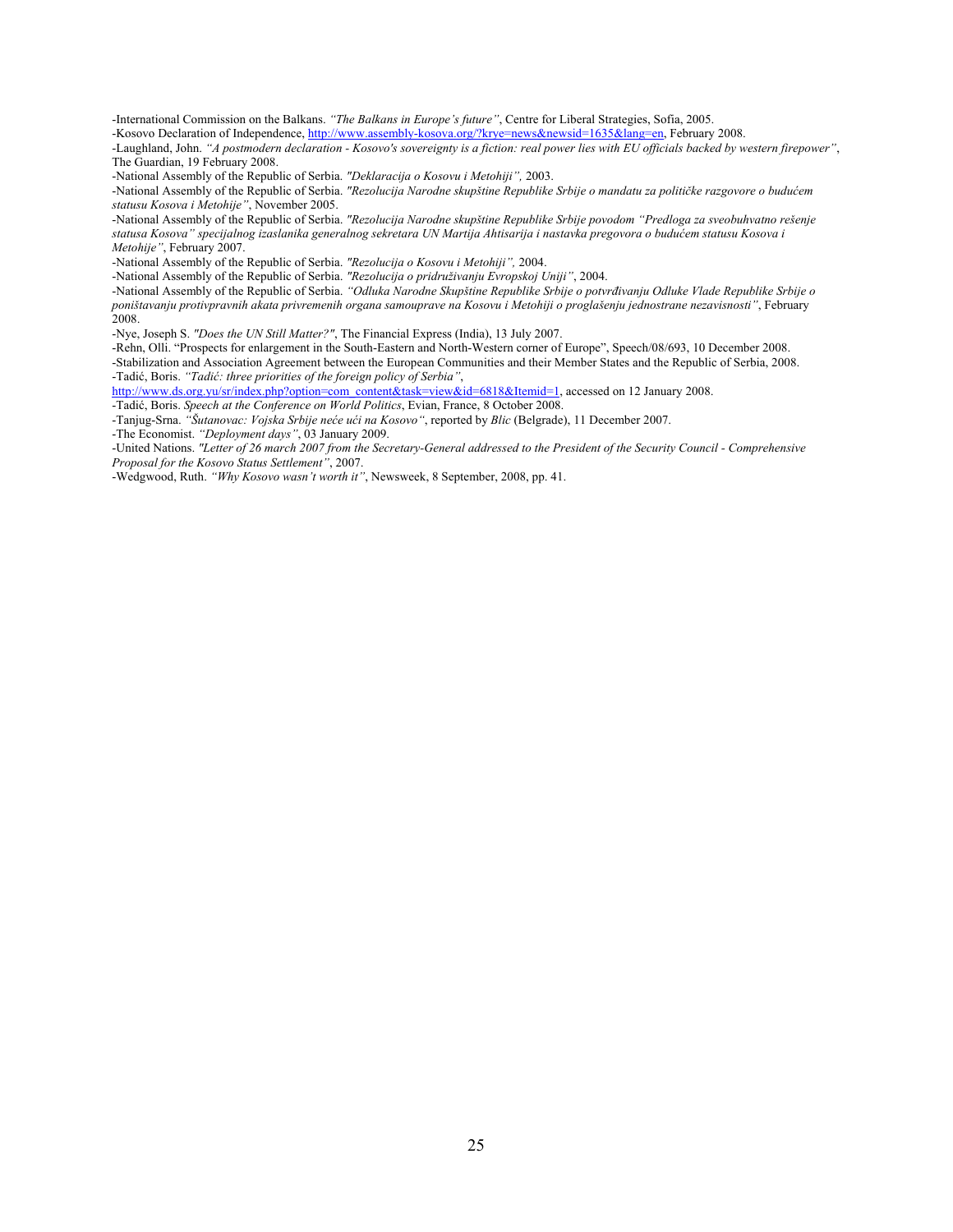-International Commission on the Balkans. *"The Balkans in Europe's future"*, Centre for Liberal Strategies, Sofia, 2005.

-Kosovo Declaration of Independence, http://www.assembly-kosova.org/?krye=news&newsid=1635&lang=en, February 2008.

-Laughland, John. *"A postmodern declaration - Kosovo's sovereignty is a fiction: real power lies with EU officials backed by western firepower"*, The Guardian, 19 February 2008.

-National Assembly of the Republic of Serbia. *"Deklaracija o Kosovu i Metohiji",* 2003.

-National Assembly of the Republic of Serbia. *"Rezolucija Narodne skupštine Republike Srbije o mandatu za političke razgovore o budućem statusu Kosova i Metohije"*, November 2005.

-National Assembly of the Republic of Serbia. *"Rezolucija Narodne skupštine Republike Srbije povodom "Predloga za sveobuhvatno rešenje statusa Kosova" specijalnog izaslanika generalnog sekretara UN Martija Ahtisarija i nastavka pregovora o budućem statusu Kosova i Metohije"*, February 2007.

-National Assembly of the Republic of Serbia. *"Rezolucija o Kosovu i Metohiji",* 2004.

-National Assembly of the Republic of Serbia. *"Rezolucija o pridruživanju Evropskoj Uniji"*, 2004.

-National Assembly of the Republic of Serbia. *"Odluka Narodne Skupštine Republike Srbije o potvrđivanju Odluke Vlade Republike Srbije o poništavanju protivpravnih akata privremenih organa samouprave na Kosovu i Metohiji o proglašenju jednostrane nezavisnosti"*, February 2008.

-Nye, Joseph S. *"Does the UN Still Matter?"*, The Financial Express (India), 13 July 2007.

-Rehn, Olli. "Prospects for enlargement in the South-Eastern and North-Western corner of Europe", Speech/08/693, 10 December 2008.

-Stabilization and Association Agreement between the European Communities and their Member States and the Republic of Serbia, 2008.

-Tadić, Boris. *"Tadić: three priorities of the foreign policy of Serbia"*, http://www.ds.org.yu/sr/index.php?option=com_content&task=view&id=6818&Itemid=1, accessed on 12 January 2008.

-Tadić, Boris. *Speech at the Conference on World Politics*, Evian, France, 8 October 2008.

-Tanjug-Srna. *"Šutanovac: Vojska Srbije neće ući na Kosovo"*, reported by *Blic* (Belgrade), 11 December 2007.

-The Economist. *"Deployment days"*, 03 January 2009.

-United Nations. *"Letter of 26 march 2007 from the Secretary-General addressed to the President of the Security Council - Comprehensive Proposal for the Kosovo Status Settlement"*, 2007.

-Wedgwood, Ruth. *"Why Kosovo wasn't worth it"*, Newsweek, 8 September, 2008, pp. 41.